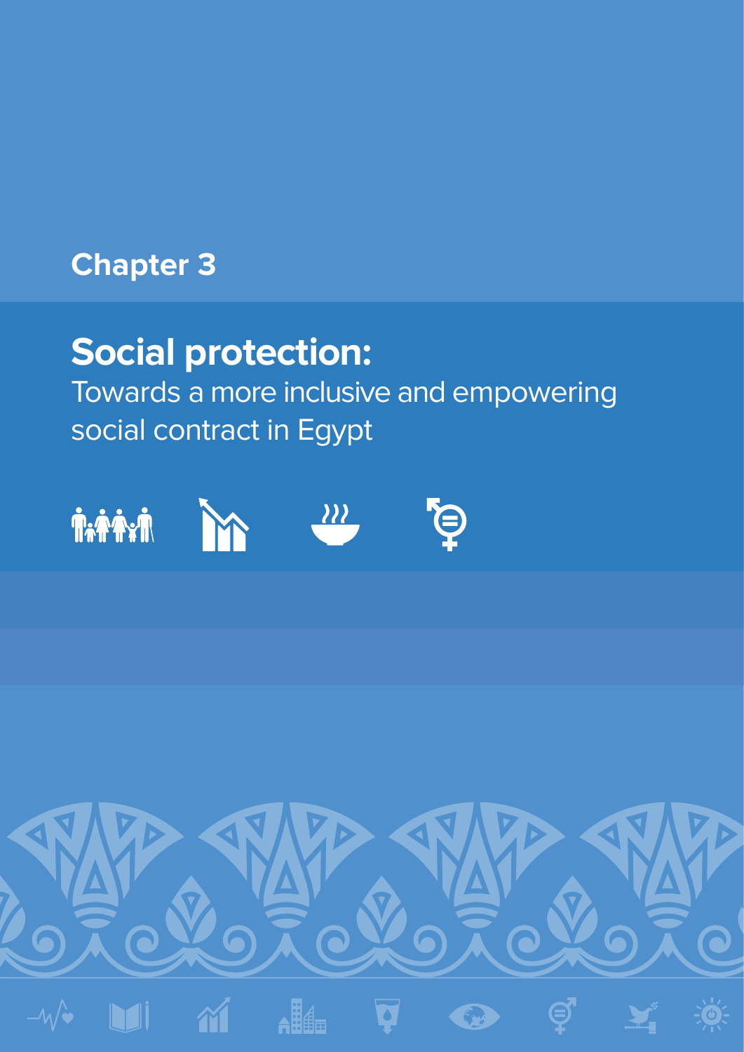Chapter 3

# Social protection:

Towards a more inclusive and empowering social contract in Egypt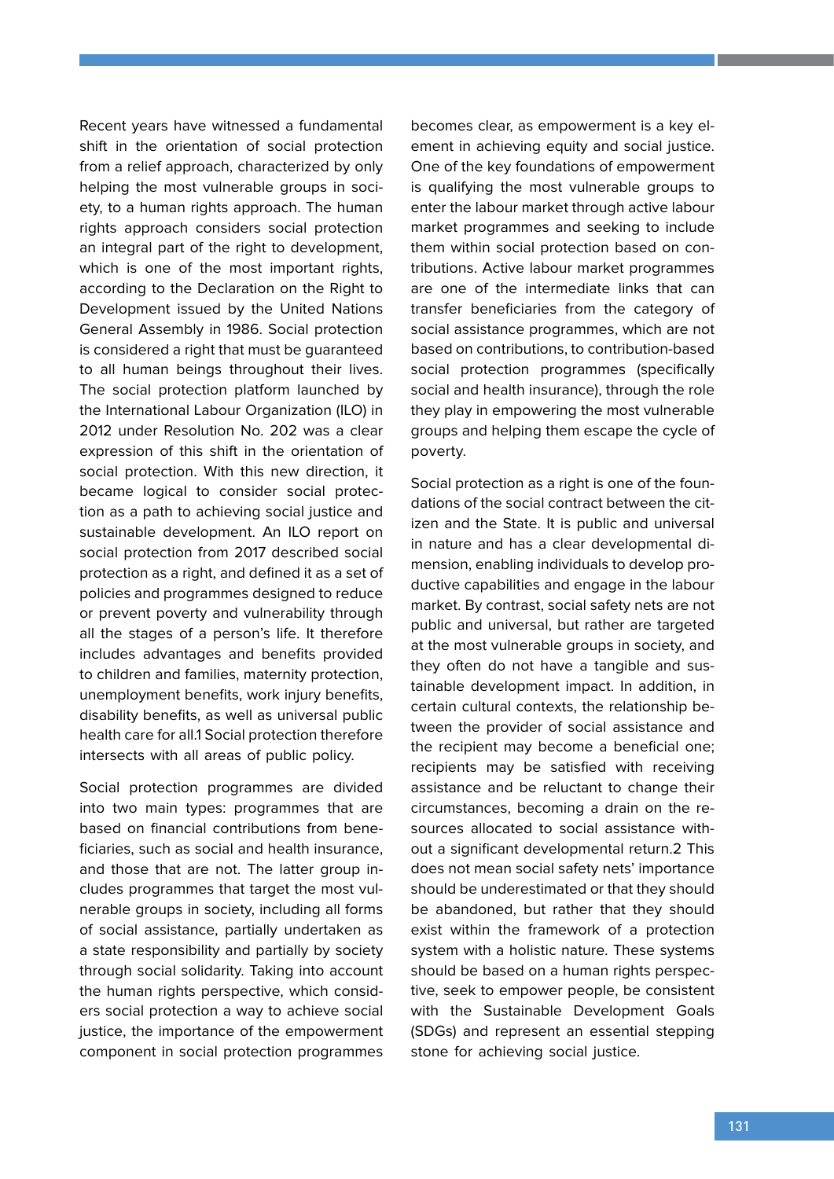Recent years have witnessed a fundamental shift in the orientation of social protection from a relief approach, characterized by only helping the most vulnerable groups in society, to a human rights approach. The human rights approach considers social protection an integral part of the right to development, which is one of the most important rights, according to the Declaration on the Right to Development issued by the United Nations General Assembly in 1986. Social protection is considered a right that must be guaranteed to all human beings throughout their lives. The social protection platform launched by the International Labour Organization (ILO) in 2012 under Resolution No. 202 was a clear expression of this shift in the orientation of social protection. With this new direction, it became logical to consider social protection as a path to achieving social justice and sustainable development. An ILO report on social protection from 2017 described social protection as a right, and defined it as a set of policies and programmes designed to reduce or prevent poverty and vulnerability through all the stages of a person's life. It therefore includes advantages and benefits provided to children and families, maternity protection, unemployment benefits, work injury benefits, disability benefits, as well as universal public health care for all.[1] Social protection therefore intersects with all areas of public policy.

Social protection programmes are divided into two main types: programmes that are based on financial contributions from beneficiaries, such as social and health insurance, and those that are not. The latter group includes programmes that target the most vulnerable groups in society, including all forms of social assistance, partially undertaken as a state responsibility and partially by society through social solidarity. Taking into account the human rights perspective, which considers social protection a way to achieve social justice, the importance of the empowerment component in social protection programmes becomes clear, as empowerment is a key element in achieving equity and social justice. One of the key foundations of empowerment is qualifying the most vulnerable groups to enter the labour market through active labour market programmes and seeking to include them within social protection based on contributions. Active labour market programmes are one of the intermediate links that can transfer beneficiaries from the category of social assistance programmes, which are not based on contributions, to contribution-based social protection programmes (specifically social and health insurance), through the role they play in empowering the most vulnerable groups and helping them escape the cycle of poverty.

Social protection as a right is one of the foundations of the social contract between the citizen and the State. It is public and universal in nature and has a clear developmental dimension, enabling individuals to develop productive capabilities and engage in the labour market. By contrast, social safety nets are not public and universal, but rather are targeted at the most vulnerable groups in society, and they often do not have a tangible and sustainable development impact. In addition, in certain cultural contexts, the relationship between the provider of social assistance and the recipient may become a beneficial one; recipients may be satisfied with receiving assistance and be reluctant to change their circumstances, becoming a drain on the resources allocated to social assistance without a significant developmental return.[2] This does not mean social safety nets' importance should be underestimated or that they should be abandoned, but rather that they should exist within the framework of a protection system with a holistic nature. These systems should be based on a human rights perspective, seek to empower people, be consistent with the Sustainable Development Goals (SDGs) and represent an essential stepping stone for achieving social justice.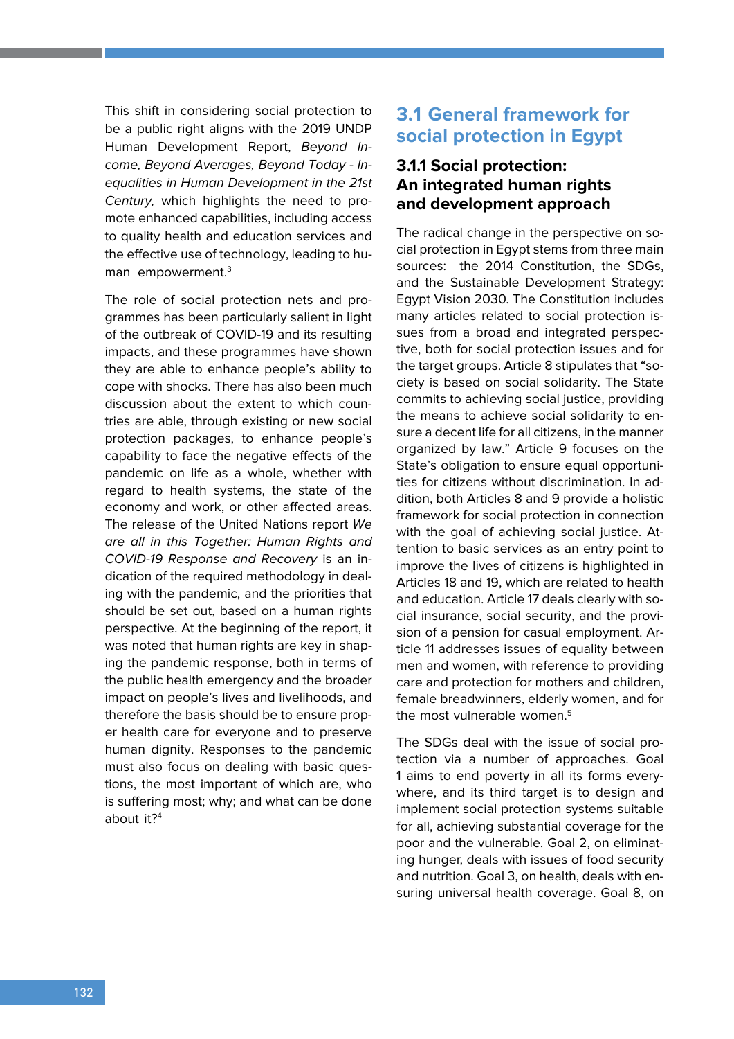This shift in considering social protection to be a public right aligns with the 2019 UNDP Human Development Report, *Beyond Income, Beyond Averages, Beyond Today - Inequalities in Human Development in the 21st Century,* which highlights the need to promote enhanced capabilities, including access to quality health and education services and the effective use of technology, leading to human empowerment.[3]

The role of social protection nets and programmes has been particularly salient in light of the outbreak of COVID-19 and its resulting impacts, and these programmes have shown they are able to enhance people's ability to cope with shocks. There has also been much discussion about the extent to which countries are able, through existing or new social protection packages, to enhance people's capability to face the negative effects of the pandemic on life as a whole, whether with regard to health systems, the state of the economy and work, or other affected areas. The release of the United Nations report *We are all in this Together: Human Rights and COVID-19 Response and Recovery* is an indication of the required methodology in dealing with the pandemic, and the priorities that should be set out, based on a human rights perspective. At the beginning of the report, it was noted that human rights are key in shaping the pandemic response, both in terms of the public health emergency and the broader impact on people's lives and livelihoods, and therefore the basis should be to ensure proper health care for everyone and to preserve human dignity. Responses to the pandemic must also focus on dealing with basic questions, the most important of which are, who is suffering most; why; and what can be done about it?[4]

## 3.1 General framework for social protection in Egypt

### 3.1.1 Social protection: An integrated human rights and development approach

The radical change in the perspective on social protection in Egypt stems from three main sources: the 2014 Constitution, the SDGs, and the Sustainable Development Strategy: Egypt Vision 2030. The Constitution includes many articles related to social protection issues from a broad and integrated perspective, both for social protection issues and for the target groups. Article 8 stipulates that "society is based on social solidarity. The State commits to achieving social justice, providing the means to achieve social solidarity to ensure a decent life for all citizens, in the manner organized by law." Article 9 focuses on the State's obligation to ensure equal opportunities for citizens without discrimination. In addition, both Articles 8 and 9 provide a holistic framework for social protection in connection with the goal of achieving social justice. Attention to basic services as an entry point to improve the lives of citizens is highlighted in Articles 18 and 19, which are related to health and education. Article 17 deals clearly with social insurance, social security, and the provision of a pension for casual employment. Article 11 addresses issues of equality between men and women, with reference to providing care and protection for mothers and children, female breadwinners, elderly women, and for the most vulnerable women.[5]

The SDGs deal with the issue of social protection via a number of approaches. Goal 1 aims to end poverty in all its forms everywhere, and its third target is to design and implement social protection systems suitable for all, achieving substantial coverage for the poor and the vulnerable. Goal 2, on eliminating hunger, deals with issues of food security and nutrition. Goal 3, on health, deals with ensuring universal health coverage. Goal 8, on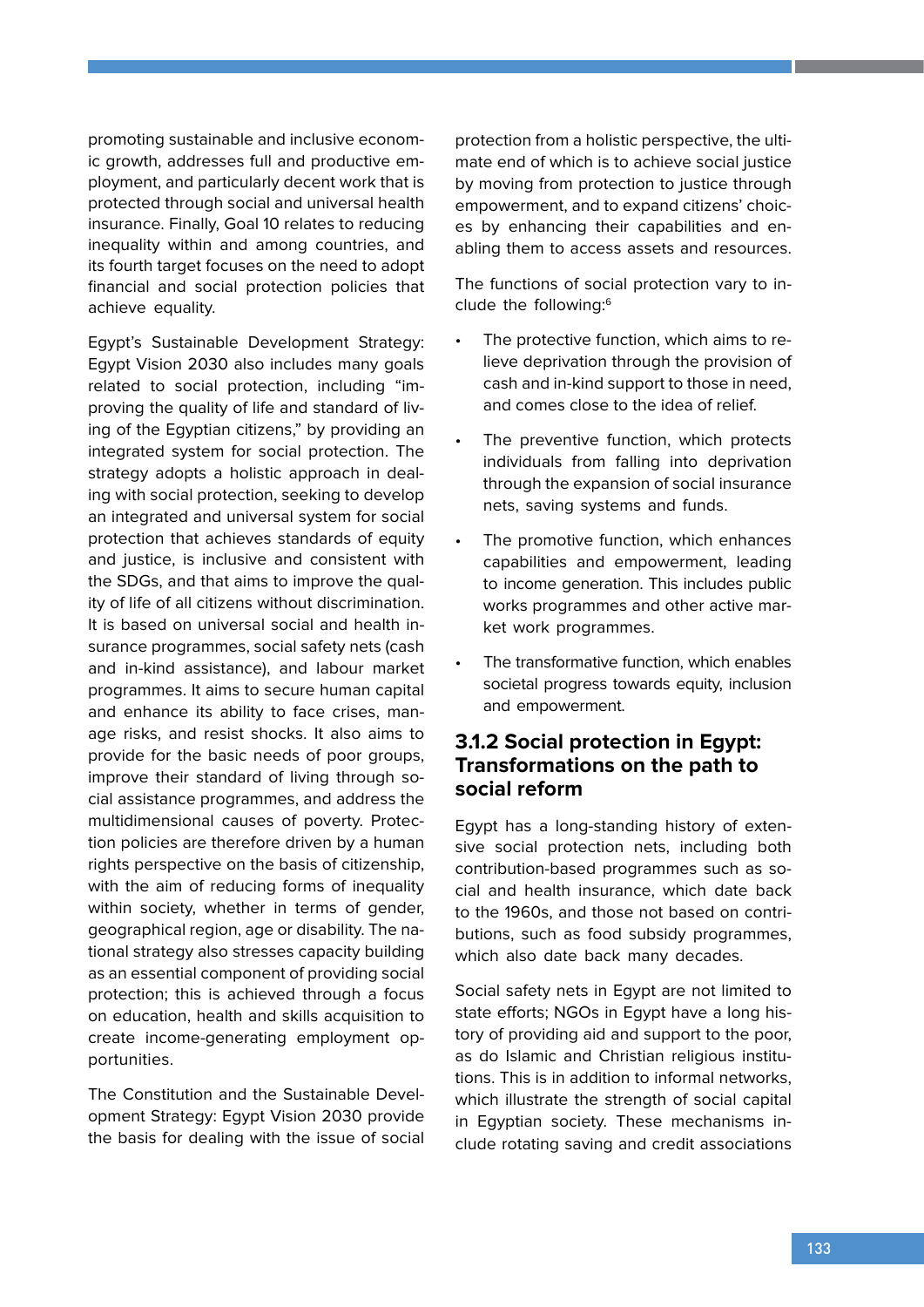promoting sustainable and inclusive economic growth, addresses full and productive employment, and particularly decent work that is protected through social and universal health insurance. Finally, Goal 10 relates to reducing inequality within and among countries, and its fourth target focuses on the need to adopt financial and social protection policies that achieve equality.

Egypt's Sustainable Development Strategy: Egypt Vision 2030 also includes many goals related to social protection, including "improving the quality of life and standard of living of the Egyptian citizens," by providing an integrated system for social protection. The strategy adopts a holistic approach in dealing with social protection, seeking to develop an integrated and universal system for social protection that achieves standards of equity and justice, is inclusive and consistent with the SDGs, and that aims to improve the quality of life of all citizens without discrimination. It is based on universal social and health insurance programmes, social safety nets (cash and in-kind assistance), and labour market programmes. It aims to secure human capital and enhance its ability to face crises, manage risks, and resist shocks. It also aims to provide for the basic needs of poor groups, improve their standard of living through social assistance programmes, and address the multidimensional causes of poverty. Protection policies are therefore driven by a human rights perspective on the basis of citizenship, with the aim of reducing forms of inequality within society, whether in terms of gender, geographical region, age or disability. The national strategy also stresses capacity building as an essential component of providing social protection; this is achieved through a focus on education, health and skills acquisition to create income-generating employment opportunities.

The Constitution and the Sustainable Development Strategy: Egypt Vision 2030 provide the basis for dealing with the issue of social protection from a holistic perspective, the ultimate end of which is to achieve social justice by moving from protection to justice through empowerment, and to expand citizens' choices by enhancing their capabilities and enabling them to access assets and resources.

The functions of social protection vary to include the following:[6]

- The protective function, which aims to relieve deprivation through the provision of cash and in-kind support to those in need, and comes close to the idea of relief.
- The preventive function, which protects individuals from falling into deprivation through the expansion of social insurance nets, saving systems and funds.
- The promotive function, which enhances capabilities and empowerment, leading to income generation. This includes public works programmes and other active market work programmes.
- The transformative function, which enables societal progress towards equity, inclusion and empowerment.

### 3.1.2 Social protection in Egypt: Transformations on the path to social reform

Egypt has a long-standing history of extensive social protection nets, including both contribution-based programmes such as social and health insurance, which date back to the 1960s, and those not based on contributions, such as food subsidy programmes, which also date back many decades.

Social safety nets in Egypt are not limited to state efforts; NGOs in Egypt have a long history of providing aid and support to the poor, as do Islamic and Christian religious institutions. This is in addition to informal networks, which illustrate the strength of social capital in Egyptian society. These mechanisms include rotating saving and credit associations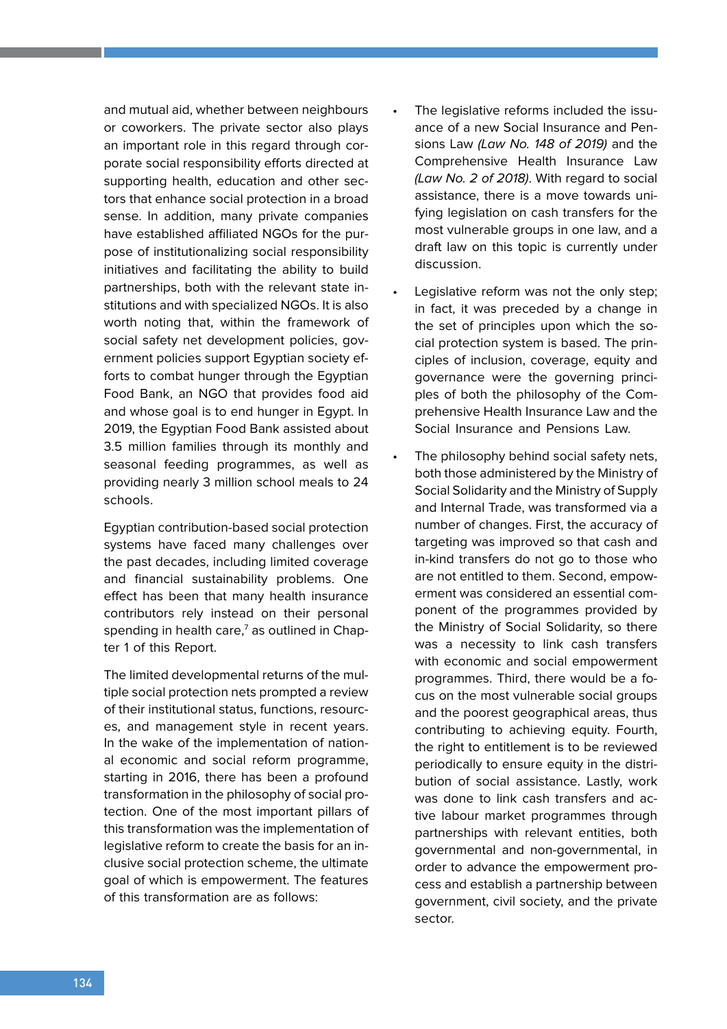and mutual aid, whether between neighbours or coworkers. The private sector also plays an important role in this regard through corporate social responsibility efforts directed at supporting health, education and other sectors that enhance social protection in a broad sense. In addition, many private companies have established affiliated NGOs for the purpose of institutionalizing social responsibility initiatives and facilitating the ability to build partnerships, both with the relevant state institutions and with specialized NGOs. It is also worth noting that, within the framework of social safety net development policies, government policies support Egyptian society efforts to combat hunger through the Egyptian Food Bank, an NGO that provides food aid and whose goal is to end hunger in Egypt. In 2019, the Egyptian Food Bank assisted about 3.5 million families through its monthly and seasonal feeding programmes, as well as providing nearly 3 million school meals to 24 schools.

Egyptian contribution-based social protection systems have faced many challenges over the past decades, including limited coverage and financial sustainability problems. One effect has been that many health insurance contributors rely instead on their personal spending in health care,[7] as outlined in Chapter 1 of this Report.

The limited developmental returns of the multiple social protection nets prompted a review of their institutional status, functions, resources, and management style in recent years. In the wake of the implementation of national economic and social reform programme, starting in 2016, there has been a profound transformation in the philosophy of social protection. One of the most important pillars of this transformation was the implementation of legislative reform to create the basis for an inclusive social protection scheme, the ultimate goal of which is empowerment. The features of this transformation are as follows:

- The legislative reforms included the issuance of a new Social Insurance and Pensions Law *(Law No. 148 of 2019)* and the Comprehensive Health Insurance Law *(Law No. 2 of 2018)*. With regard to social assistance, there is a move towards unifying legislation on cash transfers for the most vulnerable groups in one law, and a draft law on this topic is currently under discussion.
- Legislative reform was not the only step; in fact, it was preceded by a change in the set of principles upon which the social protection system is based. The principles of inclusion, coverage, equity and governance were the governing principles of both the philosophy of the Comprehensive Health Insurance Law and the Social Insurance and Pensions Law.
- The philosophy behind social safety nets, both those administered by the Ministry of Social Solidarity and the Ministry of Supply and Internal Trade, was transformed via a number of changes. First, the accuracy of targeting was improved so that cash and in-kind transfers do not go to those who are not entitled to them. Second, empowerment was considered an essential component of the programmes provided by the Ministry of Social Solidarity, so there was a necessity to link cash transfers with economic and social empowerment programmes. Third, there would be a focus on the most vulnerable social groups and the poorest geographical areas, thus contributing to achieving equity. Fourth, the right to entitlement is to be reviewed periodically to ensure equity in the distribution of social assistance. Lastly, work was done to link cash transfers and active labour market programmes through partnerships with relevant entities, both governmental and non-governmental, in order to advance the empowerment process and establish a partnership between government, civil society, and the private sector.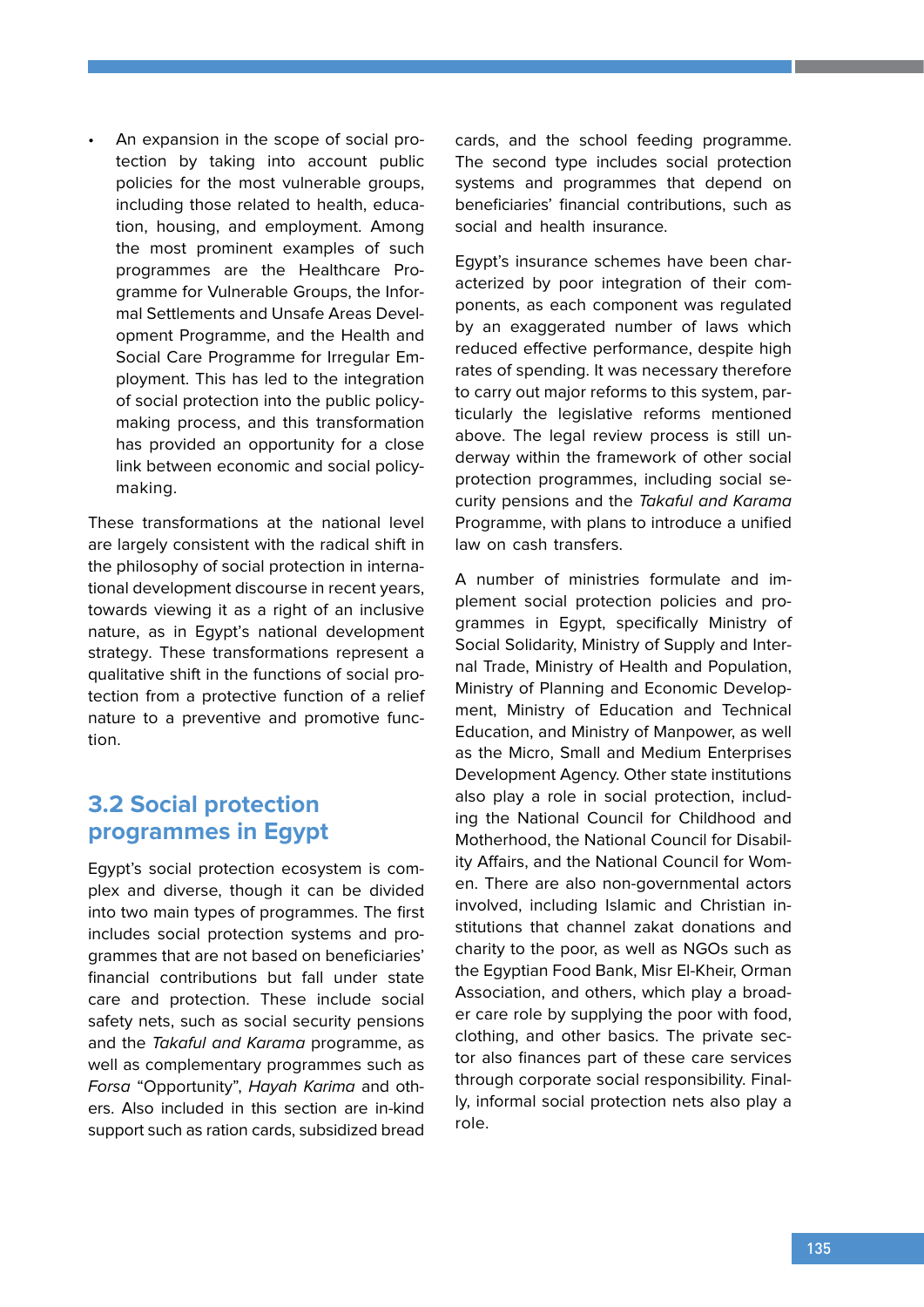- An expansion in the scope of social protection by taking into account public policies for the most vulnerable groups, including those related to health, education, housing, and employment. Among the most prominent examples of such programmes are the Healthcare Programme for Vulnerable Groups, the Informal Settlements and Unsafe Areas Development Programme, and the Health and Social Care Programme for Irregular Employment. This has led to the integration of social protection into the public policymaking process, and this transformation has provided an opportunity for a close link between economic and social policymaking.

These transformations at the national level are largely consistent with the radical shift in the philosophy of social protection in international development discourse in recent years, towards viewing it as a right of an inclusive nature, as in Egypt's national development strategy. These transformations represent a qualitative shift in the functions of social protection from a protective function of a relief nature to a preventive and promotive function.

## 3.2 Social protection programmes in Egypt

Egypt's social protection ecosystem is complex and diverse, though it can be divided into two main types of programmes. The first includes social protection systems and programmes that are not based on beneficiaries' financial contributions but fall under state care and protection. These include social safety nets, such as social security pensions and the *Takaful and Karama* programme, as well as complementary programmes such as *Forsa* "Opportunity", *Hayah Karima* and others. Also included in this section are in-kind support such as ration cards, subsidized bread cards, and the school feeding programme. The second type includes social protection systems and programmes that depend on beneficiaries' financial contributions, such as social and health insurance.

Egypt's insurance schemes have been characterized by poor integration of their components, as each component was regulated by an exaggerated number of laws which reduced effective performance, despite high rates of spending. It was necessary therefore to carry out major reforms to this system, particularly the legislative reforms mentioned above. The legal review process is still underway within the framework of other social protection programmes, including social security pensions and the *Takaful and Karama* Programme, with plans to introduce a unified law on cash transfers.

A number of ministries formulate and implement social protection policies and programmes in Egypt, specifically Ministry of Social Solidarity, Ministry of Supply and Internal Trade, Ministry of Health and Population, Ministry of Planning and Economic Development, Ministry of Education and Technical Education, and Ministry of Manpower, as well as the Micro, Small and Medium Enterprises Development Agency. Other state institutions also play a role in social protection, including the National Council for Childhood and Motherhood, the National Council for Disability Affairs, and the National Council for Women. There are also non-governmental actors involved, including Islamic and Christian institutions that channel zakat donations and charity to the poor, as well as NGOs such as the Egyptian Food Bank, Misr El-Kheir, Orman Association, and others, which play a broader care role by supplying the poor with food, clothing, and other basics. The private sector also finances part of these care services through corporate social responsibility. Finally, informal social protection nets also play a role.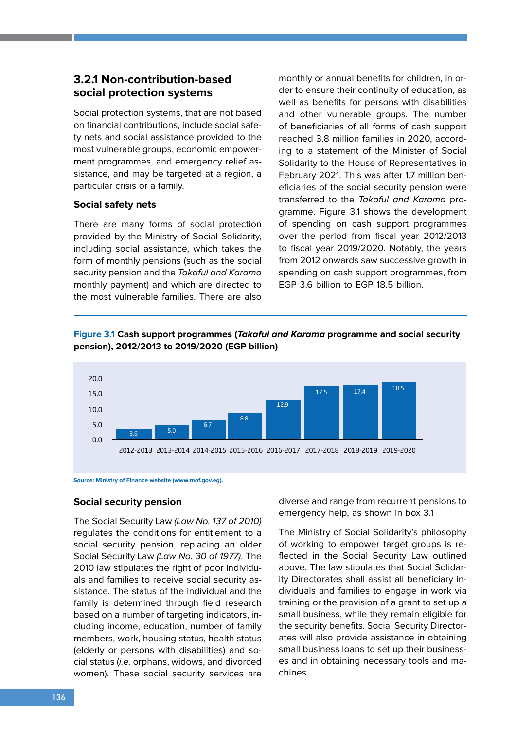### 3.2.1 Non-contribution-based social protection systems

Social protection systems, that are not based on financial contributions, include social safety nets and social assistance provided to the most vulnerable groups, economic empowerment programmes, and emergency relief assistance, and may be targeted at a region, a particular crisis or a family.

#### Social safety nets

There are many forms of social protection provided by the Ministry of Social Solidarity, including social assistance, which takes the form of monthly pensions (such as the social security pension and the *Takaful and Karama* monthly payment) and which are directed to the most vulnerable families. There are also monthly or annual benefits for children, in order to ensure their continuity of education, as well as benefits for persons with disabilities and other vulnerable groups. The number of beneficiaries of all forms of cash support reached 3.8 million families in 2020, according to a statement of the Minister of Social Solidarity to the House of Representatives in February 2021. This was after 1.7 million beneficiaries of the social security pension were transferred to the *Takaful and Karama* programme. Figure 3.1 shows the development of spending on cash support programmes over the period from fiscal year 2012/2013 to fiscal year 2019/2020. Notably, the years from 2012 onwards saw successive growth in spending on cash support programmes, from EGP 3.6 billion to EGP 18.5 billion.

**Figure 3.1 Cash support programmes (*Takaful and Karama* programme and social security pension), 2012/2013 to 2019/2020 (EGP billion)**

| Year | EGP billion |
|---|---|
| 2012-2013 | 3.6 |
| 2013-2014 | 5.0 |
| 2014-2015 | 6.7 |
| 2015-2016 | 8.8 |
| 2016-2017 | 12.9 |
| 2017-2018 | 17.5 |
| 2018-2019 | 17.4 |
| 2019-2020 | 18.5 |

Source: Ministry of Finance website (www.mof.gov.eg).

#### Social security pension

The Social Security Law *(Law No. 137 of 2010)* regulates the conditions for entitlement to a social security pension, replacing an older Social Security Law *(Law No. 30 of 1977)*. The 2010 law stipulates the right of poor individuals and families to receive social security assistance. The status of the individual and the family is determined through field research based on a number of targeting indicators, including income, education, number of family members, work, housing status, health status (elderly or persons with disabilities) and social status (*i.e.* orphans, widows, and divorced women). These social security services are diverse and range from recurrent pensions to emergency help, as shown in box 3.1

The Ministry of Social Solidarity's philosophy of working to empower target groups is reflected in the Social Security Law outlined above. The law stipulates that Social Solidarity Directorates shall assist all beneficiary individuals and families to engage in work via training or the provision of a grant to set up a small business, while they remain eligible for the security benefits. Social Security Directorates will also provide assistance in obtaining small business loans to set up their businesses and in obtaining necessary tools and machines.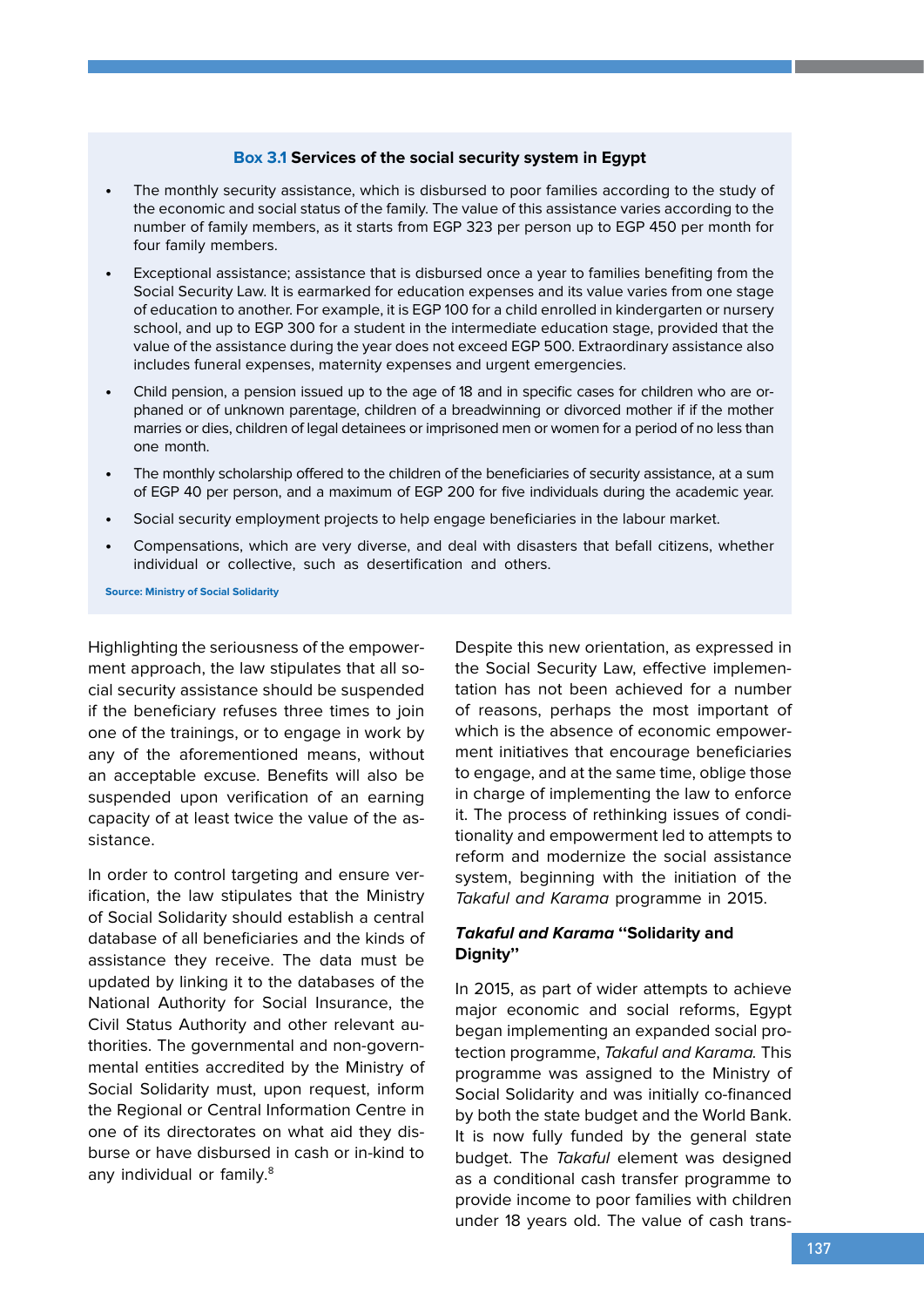**Box 3.1 Services of the social security system in Egypt**

- The monthly security assistance, which is disbursed to poor families according to the study of the economic and social status of the family. The value of this assistance varies according to the number of family members, as it starts from EGP 323 per person up to EGP 450 per month for four family members.
- Exceptional assistance; assistance that is disbursed once a year to families benefiting from the Social Security Law. It is earmarked for education expenses and its value varies from one stage of education to another. For example, it is EGP 100 for a child enrolled in kindergarten or nursery school, and up to EGP 300 for a student in the intermediate education stage, provided that the value of the assistance during the year does not exceed EGP 500. Extraordinary assistance also includes funeral expenses, maternity expenses and urgent emergencies.
- Child pension, a pension issued up to the age of 18 and in specific cases for children who are orphaned or of unknown parentage, children of a breadwinning or divorced mother if if the mother marries or dies, children of legal detainees or imprisoned men or women for a period of no less than one month.
- The monthly scholarship offered to the children of the beneficiaries of security assistance, at a sum of EGP 40 per person, and a maximum of EGP 200 for five individuals during the academic year.
- Social security employment projects to help engage beneficiaries in the labour market.
- Compensations, which are very diverse, and deal with disasters that befall citizens, whether individual or collective, such as desertification and others.

Source: Ministry of Social Solidarity

Highlighting the seriousness of the empowerment approach, the law stipulates that all social security assistance should be suspended if the beneficiary refuses three times to join one of the trainings, or to engage in work by any of the aforementioned means, without an acceptable excuse. Benefits will also be suspended upon verification of an earning capacity of at least twice the value of the assistance.

In order to control targeting and ensure verification, the law stipulates that the Ministry of Social Solidarity should establish a central database of all beneficiaries and the kinds of assistance they receive. The data must be updated by linking it to the databases of the National Authority for Social Insurance, the Civil Status Authority and other relevant authorities. The governmental and non-governmental entities accredited by the Ministry of Social Solidarity must, upon request, inform the Regional or Central Information Centre in one of its directorates on what aid they disburse or have disbursed in cash or in-kind to any individual or family.[8]

Despite this new orientation, as expressed in the Social Security Law, effective implementation has not been achieved for a number of reasons, perhaps the most important of which is the absence of economic empowerment initiatives that encourage beneficiaries to engage, and at the same time, oblige those in charge of implementing the law to enforce it. The process of rethinking issues of conditionality and empowerment led to attempts to reform and modernize the social assistance system, beginning with the initiation of the *Takaful and Karama* programme in 2015.

### *Takaful and Karama* "Solidarity and Dignity"

In 2015, as part of wider attempts to achieve major economic and social reforms, Egypt began implementing an expanded social protection programme, *Takaful and Karama*. This programme was assigned to the Ministry of Social Solidarity and was initially co-financed by both the state budget and the World Bank. It is now fully funded by the general state budget. The *Takaful* element was designed as a conditional cash transfer programme to provide income to poor families with children under 18 years old. The value of cash trans-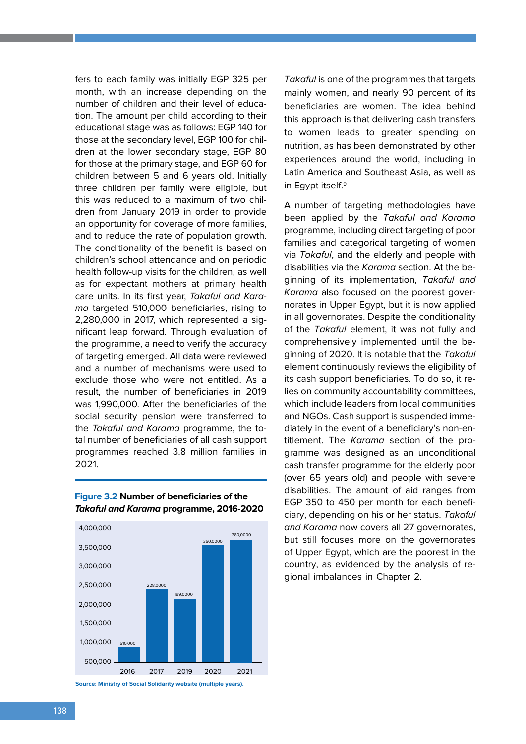fers to each family was initially EGP 325 per month, with an increase depending on the number of children and their level of education. The amount per child according to their educational stage was as follows: EGP 140 for those at the secondary level, EGP 100 for children at the lower secondary stage, EGP 80 for those at the primary stage, and EGP 60 for children between 5 and 6 years old. Initially three children per family were eligible, but this was reduced to a maximum of two children from January 2019 in order to provide an opportunity for coverage of more families, and to reduce the rate of population growth. The conditionality of the benefit is based on children's school attendance and on periodic health follow-up visits for the children, as well as for expectant mothers at primary health care units. In its first year, *Takaful and Karama* targeted 510,000 beneficiaries, rising to 2,280,000 in 2017, which represented a significant leap forward. Through evaluation of the programme, a need to verify the accuracy of targeting emerged. All data were reviewed and a number of mechanisms were used to exclude those who were not entitled. As a result, the number of beneficiaries in 2019 was 1,990,000. After the beneficiaries of the social security pension were transferred to the *Takaful and Karama* programme, the total number of beneficiaries of all cash support programmes reached 3.8 million families in 2021.

**Figure 3.2 Number of beneficiaries of the *Takaful and Karama* programme, 2016-2020**

| Year | Number of beneficiaries |
|---|---|
| 2016 | 510,000 |
| 2017 | 228,0000 |
| 2019 | 199,0000 |
| 2020 | 360,0000 |
| 2021 | 380,0000 |

**Source: Ministry of Social Solidarity website (multiple years).**

*Takaful* is one of the programmes that targets mainly women, and nearly 90 percent of its beneficiaries are women. The idea behind this approach is that delivering cash transfers to women leads to greater spending on nutrition, as has been demonstrated by other experiences around the world, including in Latin America and Southeast Asia, as well as in Egypt itself.[9]

A number of targeting methodologies have been applied by the *Takaful and Karama* programme, including direct targeting of poor families and categorical targeting of women via *Takaful*, and the elderly and people with disabilities via the *Karama* section. At the beginning of its implementation, *Takaful and Karama* also focused on the poorest governorates in Upper Egypt, but it is now applied in all governorates. Despite the conditionality of the *Takaful* element, it was not fully and comprehensively implemented until the beginning of 2020. It is notable that the *Takaful* element continuously reviews the eligibility of its cash support beneficiaries. To do so, it relies on community accountability committees, which include leaders from local communities and NGOs. Cash support is suspended immediately in the event of a beneficiary's non-entitlement. The *Karama* section of the programme was designed as an unconditional cash transfer programme for the elderly poor (over 65 years old) and people with severe disabilities. The amount of aid ranges from EGP 350 to 450 per month for each beneficiary, depending on his or her status. *Takaful and Karama* now covers all 27 governorates, but still focuses more on the governorates of Upper Egypt, which are the poorest in the country, as evidenced by the analysis of regional imbalances in Chapter 2.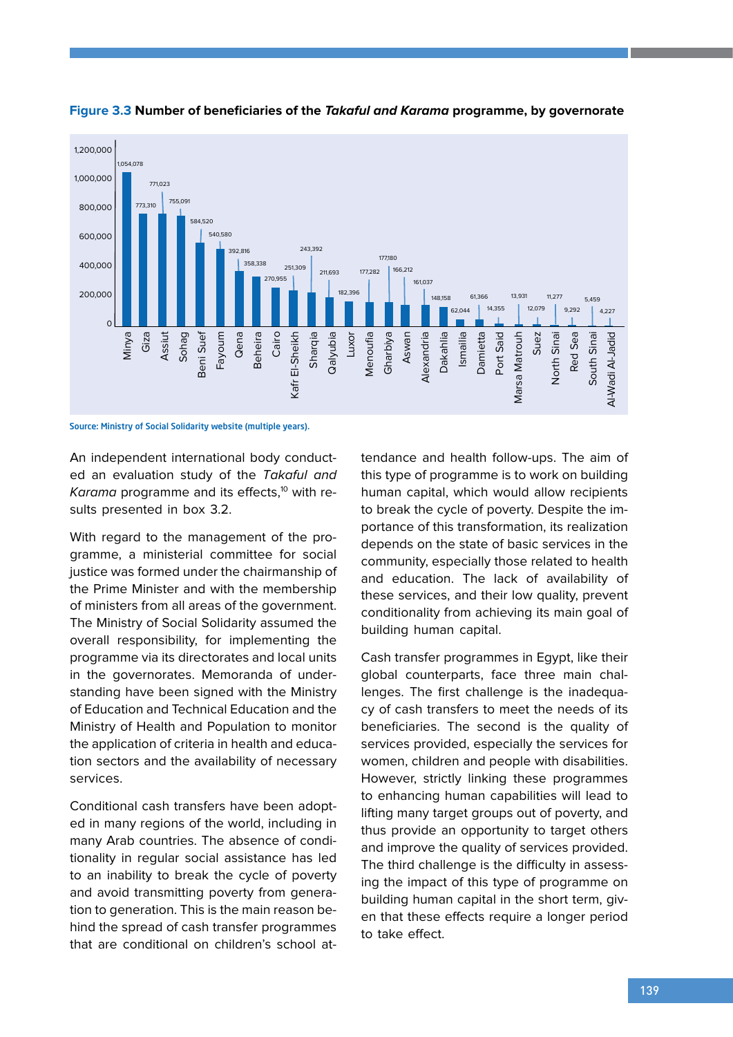**Figure 3.3** **Number of beneficiaries of the *Takaful and Karama* programme, by governorate**

| Governorate | Number of beneficiaries |
|---|---|
| Minya | 1,054,078 |
| Giza | 773,310 |
| Assiut | 771,023 |
| Sohag | 755,091 |
| Beni Suef | 584,520 |
| Fayoum | 540,580 |
| Qena | 392,816 |
| Beheira | 358,338 |
| Cairo | 270,955 |
| Kafr El-Sheikh | 251,309 |
| Sharqia | 243,392 |
| Qalyubia | 211,693 |
| Luxor | 182,396 |
| Menoufia | 177,282 |
| Gharbiya | 177,180 |
| Aswan | 166,212 |
| Alexandria | 161,037 |
| Dakahlia | 148,158 |
| Ismailia | 62,044 |
| Damietta | 61,366 |
| Port Said | 14,355 |
| Marsa Matrouh | 13,931 |
| Suez | 12,079 |
| North Sinai | 11,277 |
| Red Sea | 9,292 |
| South Sinai | 5,459 |
| Al-Wadi Al-Jadid | 4,227 |

Source: Ministry of Social Solidarity website (multiple years).

An independent international body conducted an evaluation study of the *Takaful and Karama* programme and its effects,[10] with results presented in box 3.2.

With regard to the management of the programme, a ministerial committee for social justice was formed under the chairmanship of the Prime Minister and with the membership of ministers from all areas of the government. The Ministry of Social Solidarity assumed the overall responsibility, for implementing the programme via its directorates and local units in the governorates. Memoranda of understanding have been signed with the Ministry of Education and Technical Education and the Ministry of Health and Population to monitor the application of criteria in health and education sectors and the availability of necessary services.

Conditional cash transfers have been adopted in many regions of the world, including in many Arab countries. The absence of conditionality in regular social assistance has led to an inability to break the cycle of poverty and avoid transmitting poverty from generation to generation. This is the main reason behind the spread of cash transfer programmes that are conditional on children's school attendance and health follow-ups. The aim of this type of programme is to work on building human capital, which would allow recipients to break the cycle of poverty. Despite the importance of this transformation, its realization depends on the state of basic services in the community, especially those related to health and education. The lack of availability of these services, and their low quality, prevent conditionality from achieving its main goal of building human capital.

Cash transfer programmes in Egypt, like their global counterparts, face three main challenges. The first challenge is the inadequacy of cash transfers to meet the needs of its beneficiaries. The second is the quality of services provided, especially the services for women, children and people with disabilities. However, strictly linking these programmes to enhancing human capabilities will lead to lifting many target groups out of poverty, and thus provide an opportunity to target others and improve the quality of services provided. The third challenge is the difficulty in assessing the impact of this type of programme on building human capital in the short term, given that these effects require a longer period to take effect.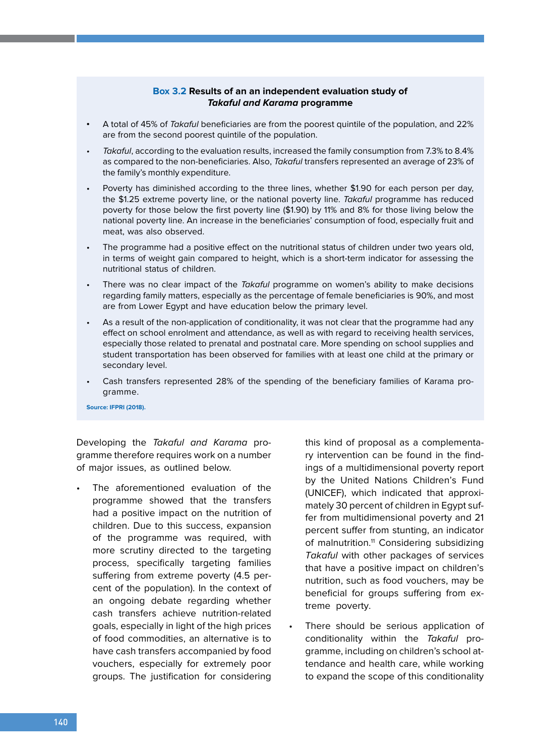**Box 3.2 Results of an an independent evaluation study of *Takaful and Karama* programme**

- A total of 45% of *Takaful* beneficiaries are from the poorest quintile of the population, and 22% are from the second poorest quintile of the population.
- *Takaful*, according to the evaluation results, increased the family consumption from 7.3% to 8.4% as compared to the non-beneficiaries. Also, *Takaful* transfers represented an average of 23% of the family's monthly expenditure.
- Poverty has diminished according to the three lines, whether $1.90 for each person per day, the $1.25 extreme poverty line, or the national poverty line. *Takaful* programme has reduced poverty for those below the first poverty line ($1.90) by 11% and 8% for those living below the national poverty line. An increase in the beneficiaries' consumption of food, especially fruit and meat, was also observed.
- The programme had a positive effect on the nutritional status of children under two years old, in terms of weight gain compared to height, which is a short-term indicator for assessing the nutritional status of children.
- There was no clear impact of the *Takaful* programme on women's ability to make decisions regarding family matters, especially as the percentage of female beneficiaries is 90%, and most are from Lower Egypt and have education below the primary level.
- As a result of the non-application of conditionality, it was not clear that the programme had any effect on school enrolment and attendance, as well as with regard to receiving health services, especially those related to prenatal and postnatal care. More spending on school supplies and student transportation has been observed for families with at least one child at the primary or secondary level.
- Cash transfers represented 28% of the spending of the beneficiary families of Karama programme.

Source: IFPRI (2018).

Developing the *Takaful and Karama* programme therefore requires work on a number of major issues, as outlined below.

- The aforementioned evaluation of the programme showed that the transfers had a positive impact on the nutrition of children. Due to this success, expansion of the programme was required, with more scrutiny directed to the targeting process, specifically targeting families suffering from extreme poverty (4.5 percent of the population). In the context of an ongoing debate regarding whether cash transfers achieve nutrition-related goals, especially in light of the high prices of food commodities, an alternative is to have cash transfers accompanied by food vouchers, especially for extremely poor groups. The justification for considering this kind of proposal as a complementary intervention can be found in the findings of a multidimensional poverty report by the United Nations Children's Fund (UNICEF), which indicated that approximately 30 percent of children in Egypt suffer from multidimensional poverty and 21 percent suffer from stunting, an indicator of malnutrition.[11] Considering subsidizing *Takaful* with other packages of services that have a positive impact on children's nutrition, such as food vouchers, may be beneficial for groups suffering from extreme poverty.
- There should be serious application of conditionality within the *Takaful* programme, including on children's school attendance and health care, while working to expand the scope of this conditionality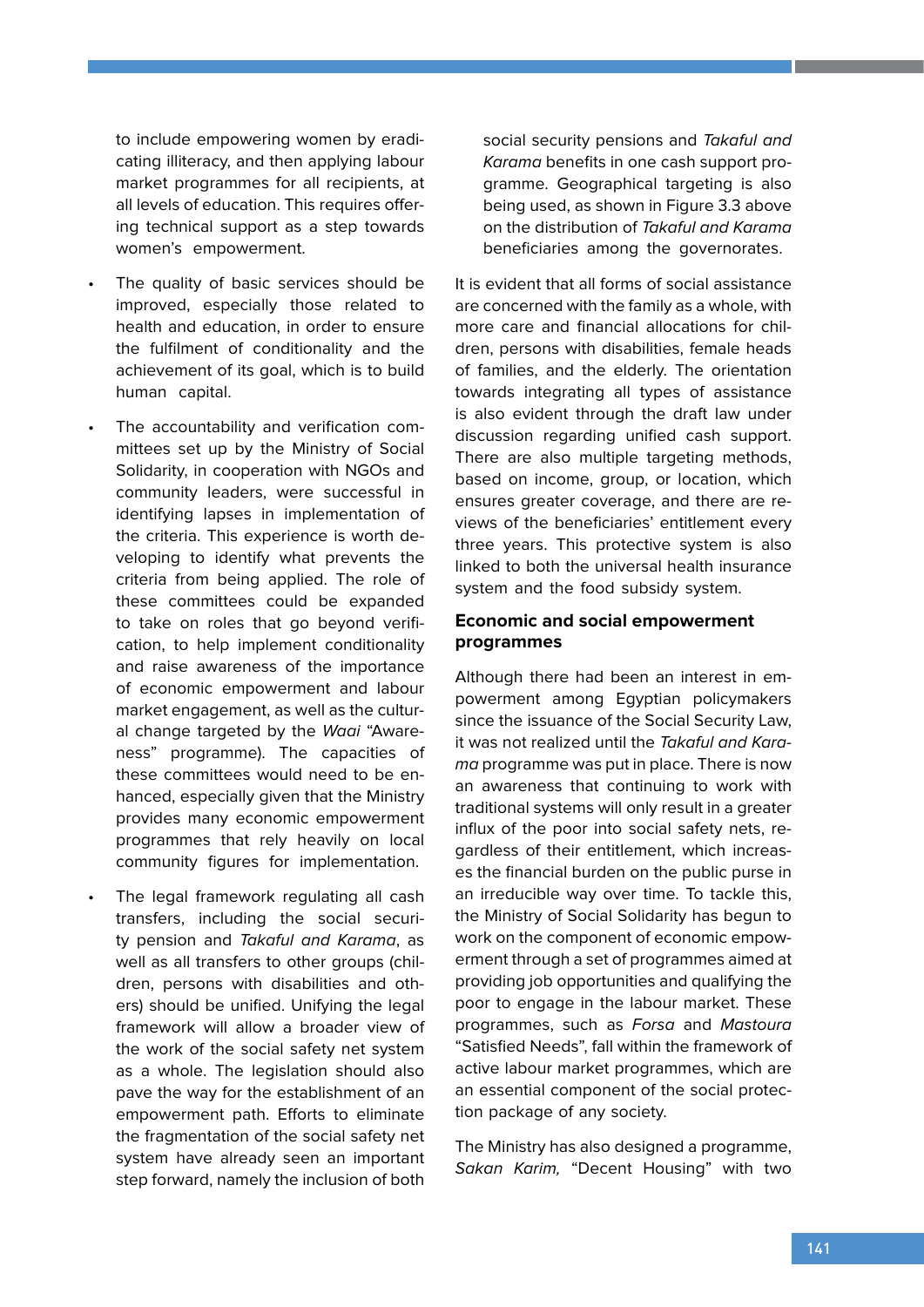to include empowering women by eradicating illiteracy, and then applying labour market programmes for all recipients, at all levels of education. This requires offering technical support as a step towards women's empowerment.

- The quality of basic services should be improved, especially those related to health and education, in order to ensure the fulfilment of conditionality and the achievement of its goal, which is to build human capital.

- The accountability and verification committees set up by the Ministry of Social Solidarity, in cooperation with NGOs and community leaders, were successful in identifying lapses in implementation of the criteria. This experience is worth developing to identify what prevents the criteria from being applied. The role of these committees could be expanded to take on roles that go beyond verification, to help implement conditionality and raise awareness of the importance of economic empowerment and labour market engagement, as well as the cultural change targeted by the *Waai* "Awareness" programme). The capacities of these committees would need to be enhanced, especially given that the Ministry provides many economic empowerment programmes that rely heavily on local community figures for implementation.

- The legal framework regulating all cash transfers, including the social security pension and *Takaful and Karama*, as well as all transfers to other groups (children, persons with disabilities and others) should be unified. Unifying the legal framework will allow a broader view of the work of the social safety net system as a whole. The legislation should also pave the way for the establishment of an empowerment path. Efforts to eliminate the fragmentation of the social safety net system have already seen an important step forward, namely the inclusion of both social security pensions and *Takaful and Karama* benefits in one cash support programme. Geographical targeting is also being used, as shown in Figure 3.3 above on the distribution of *Takaful and Karama* beneficiaries among the governorates.

It is evident that all forms of social assistance are concerned with the family as a whole, with more care and financial allocations for children, persons with disabilities, female heads of families, and the elderly. The orientation towards integrating all types of assistance is also evident through the draft law under discussion regarding unified cash support. There are also multiple targeting methods, based on income, group, or location, which ensures greater coverage, and there are reviews of the beneficiaries' entitlement every three years. This protective system is also linked to both the universal health insurance system and the food subsidy system.

### Economic and social empowerment programmes

Although there had been an interest in empowerment among Egyptian policymakers since the issuance of the Social Security Law, it was not realized until the *Takaful and Karama* programme was put in place. There is now an awareness that continuing to work with traditional systems will only result in a greater influx of the poor into social safety nets, regardless of their entitlement, which increases the financial burden on the public purse in an irreducible way over time. To tackle this, the Ministry of Social Solidarity has begun to work on the component of economic empowerment through a set of programmes aimed at providing job opportunities and qualifying the poor to engage in the labour market. These programmes, such as *Forsa* and *Mastoura* "Satisfied Needs", fall within the framework of active labour market programmes, which are an essential component of the social protection package of any society.

The Ministry has also designed a programme, *Sakan Karim,* "Decent Housing" with two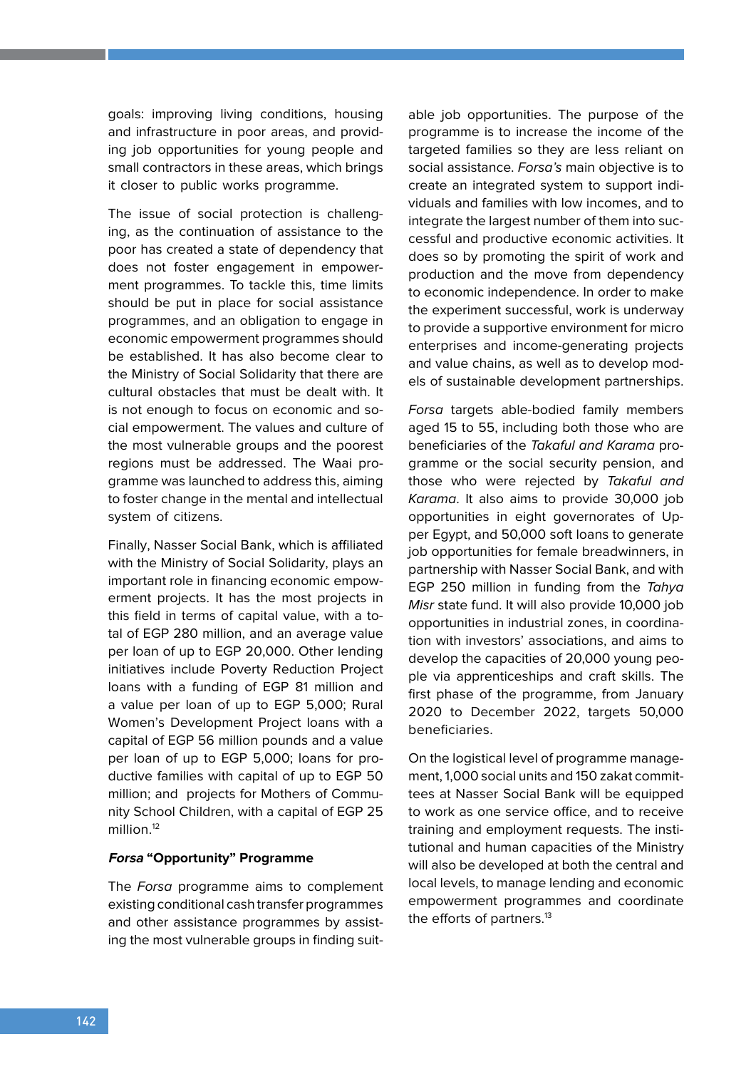goals: improving living conditions, housing and infrastructure in poor areas, and providing job opportunities for young people and small contractors in these areas, which brings it closer to public works programme.

The issue of social protection is challenging, as the continuation of assistance to the poor has created a state of dependency that does not foster engagement in empowerment programmes. To tackle this, time limits should be put in place for social assistance programmes, and an obligation to engage in economic empowerment programmes should be established. It has also become clear to the Ministry of Social Solidarity that there are cultural obstacles that must be dealt with. It is not enough to focus on economic and social empowerment. The values and culture of the most vulnerable groups and the poorest regions must be addressed. The Waai programme was launched to address this, aiming to foster change in the mental and intellectual system of citizens.

Finally, Nasser Social Bank, which is affiliated with the Ministry of Social Solidarity, plays an important role in financing economic empowerment projects. It has the most projects in this field in terms of capital value, with a total of EGP 280 million, and an average value per loan of up to EGP 20,000. Other lending initiatives include Poverty Reduction Project loans with a funding of EGP 81 million and a value per loan of up to EGP 5,000; Rural Women's Development Project loans with a capital of EGP 56 million pounds and a value per loan of up to EGP 5,000; loans for productive families with capital of up to EGP 50 million; and projects for Mothers of Community School Children, with a capital of EGP 25 million.[12]

### *Forsa* "Opportunity" Programme

The *Forsa* programme aims to complement existing conditional cash transfer programmes and other assistance programmes by assisting the most vulnerable groups in finding suitable job opportunities. The purpose of the programme is to increase the income of the targeted families so they are less reliant on social assistance. *Forsa's* main objective is to create an integrated system to support individuals and families with low incomes, and to integrate the largest number of them into successful and productive economic activities. It does so by promoting the spirit of work and production and the move from dependency to economic independence. In order to make the experiment successful, work is underway to provide a supportive environment for micro enterprises and income-generating projects and value chains, as well as to develop models of sustainable development partnerships.

*Forsa* targets able-bodied family members aged 15 to 55, including both those who are beneficiaries of the *Takaful and Karama* programme or the social security pension, and those who were rejected by *Takaful and Karama*. It also aims to provide 30,000 job opportunities in eight governorates of Upper Egypt, and 50,000 soft loans to generate job opportunities for female breadwinners, in partnership with Nasser Social Bank, and with EGP 250 million in funding from the *Tahya Misr* state fund. It will also provide 10,000 job opportunities in industrial zones, in coordination with investors' associations, and aims to develop the capacities of 20,000 young people via apprenticeships and craft skills. The first phase of the programme, from January 2020 to December 2022, targets 50,000 beneficiaries.

On the logistical level of programme management, 1,000 social units and 150 zakat committees at Nasser Social Bank will be equipped to work as one service office, and to receive training and employment requests. The institutional and human capacities of the Ministry will also be developed at both the central and local levels, to manage lending and economic empowerment programmes and coordinate the efforts of partners.[13]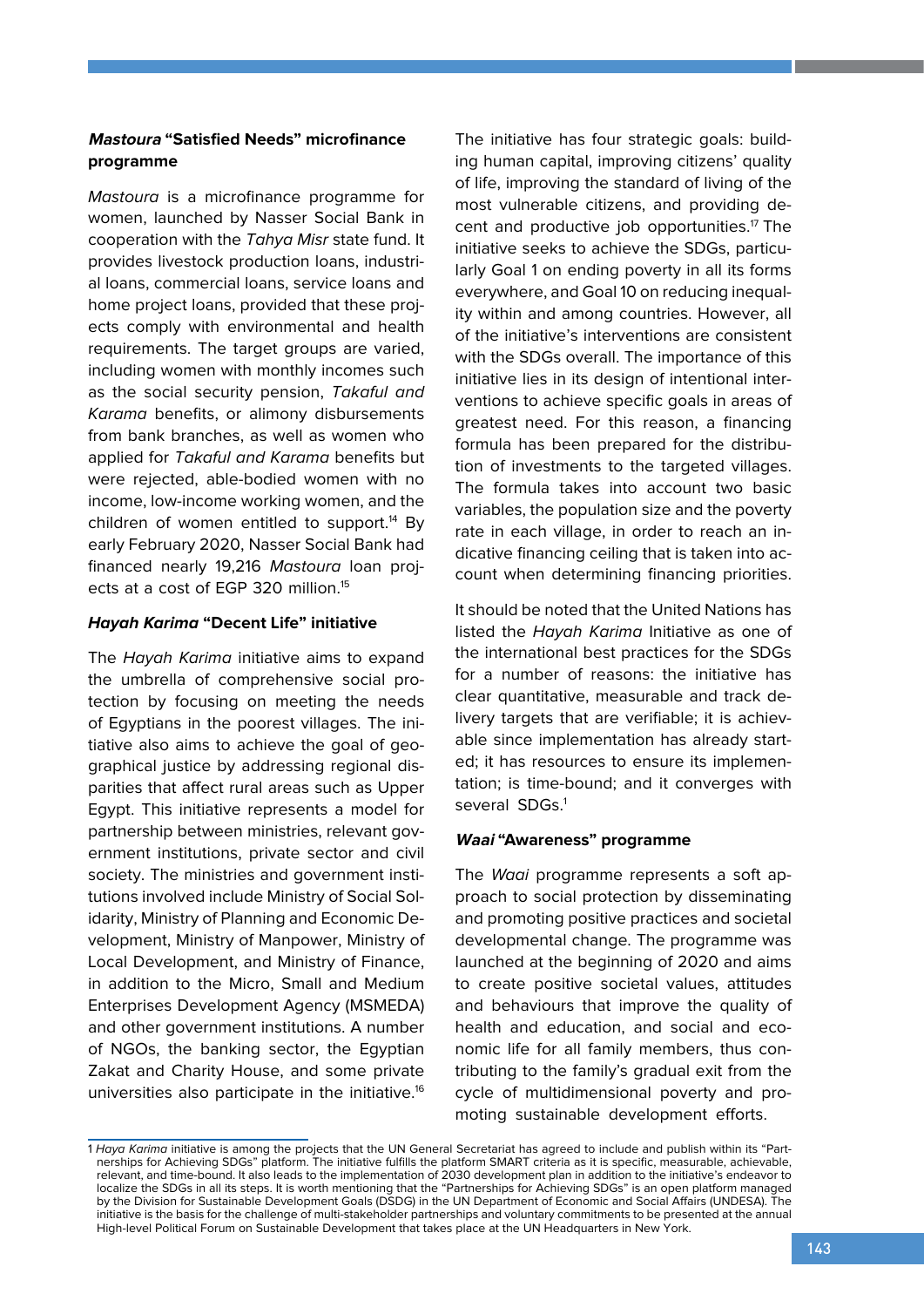### *Mastoura* "Satisfied Needs" microfinance programme

*Mastoura* is a microfinance programme for women, launched by Nasser Social Bank in cooperation with the *Tahya Misr* state fund. It provides livestock production loans, industrial loans, commercial loans, service loans and home project loans, provided that these projects comply with environmental and health requirements. The target groups are varied, including women with monthly incomes such as the social security pension, *Takaful and Karama* benefits, or alimony disbursements from bank branches, as well as women who applied for *Takaful and Karama* benefits but were rejected, able-bodied women with no income, low-income working women, and the children of women entitled to support.[14] By early February 2020, Nasser Social Bank had financed nearly 19,216 *Mastoura* loan projects at a cost of EGP 320 million.[15]

### *Hayah Karima* "Decent Life" initiative

The *Hayah Karima* initiative aims to expand the umbrella of comprehensive social protection by focusing on meeting the needs of Egyptians in the poorest villages. The initiative also aims to achieve the goal of geographical justice by addressing regional disparities that affect rural areas such as Upper Egypt. This initiative represents a model for partnership between ministries, relevant government institutions, private sector and civil society. The ministries and government institutions involved include Ministry of Social Solidarity, Ministry of Planning and Economic Development, Ministry of Manpower, Ministry of Local Development, and Ministry of Finance, in addition to the Micro, Small and Medium Enterprises Development Agency (MSMEDA) and other government institutions. A number of NGOs, the banking sector, the Egyptian Zakat and Charity House, and some private universities also participate in the initiative.[16]

The initiative has four strategic goals: building human capital, improving citizens' quality of life, improving the standard of living of the most vulnerable citizens, and providing decent and productive job opportunities.[17] The initiative seeks to achieve the SDGs, particularly Goal 1 on ending poverty in all its forms everywhere, and Goal 10 on reducing inequality within and among countries. However, all of the initiative's interventions are consistent with the SDGs overall. The importance of this initiative lies in its design of intentional interventions to achieve specific goals in areas of greatest need. For this reason, a financing formula has been prepared for the distribution of investments to the targeted villages. The formula takes into account two basic variables, the population size and the poverty rate in each village, in order to reach an indicative financing ceiling that is taken into account when determining financing priorities.

It should be noted that the United Nations has listed the *Hayah Karima* Initiative as one of the international best practices for the SDGs for a number of reasons: the initiative has clear quantitative, measurable and track delivery targets that are verifiable; it is achievable since implementation has already started; it has resources to ensure its implementation; is time-bound; and it converges with several SDGs.[1]

### *Waai* "Awareness" programme

The *Waai* programme represents a soft approach to social protection by disseminating and promoting positive practices and societal developmental change. The programme was launched at the beginning of 2020 and aims to create positive societal values, attitudes and behaviours that improve the quality of health and education, and social and economic life for all family members, thus contributing to the family's gradual exit from the cycle of multidimensional poverty and promoting sustainable development efforts.

---

1 *Haya Karima* initiative is among the projects that the UN General Secretariat has agreed to include and publish within its "Partnerships for Achieving SDGs" platform. The initiative fulfills the platform SMART criteria as it is specific, measurable, achievable, relevant, and time-bound. It also leads to the implementation of 2030 development plan in addition to the initiative's endeavor to localize the SDGs in all its steps. It is worth mentioning that the "Partnerships for Achieving SDGs" is an open platform managed by the Division for Sustainable Development Goals (DSDG) in the UN Department of Economic and Social Affairs (UNDESA). The initiative is the basis for the challenge of multi-stakeholder partnerships and voluntary commitments to be presented at the annual High-level Political Forum on Sustainable Development that takes place at the UN Headquarters in New York.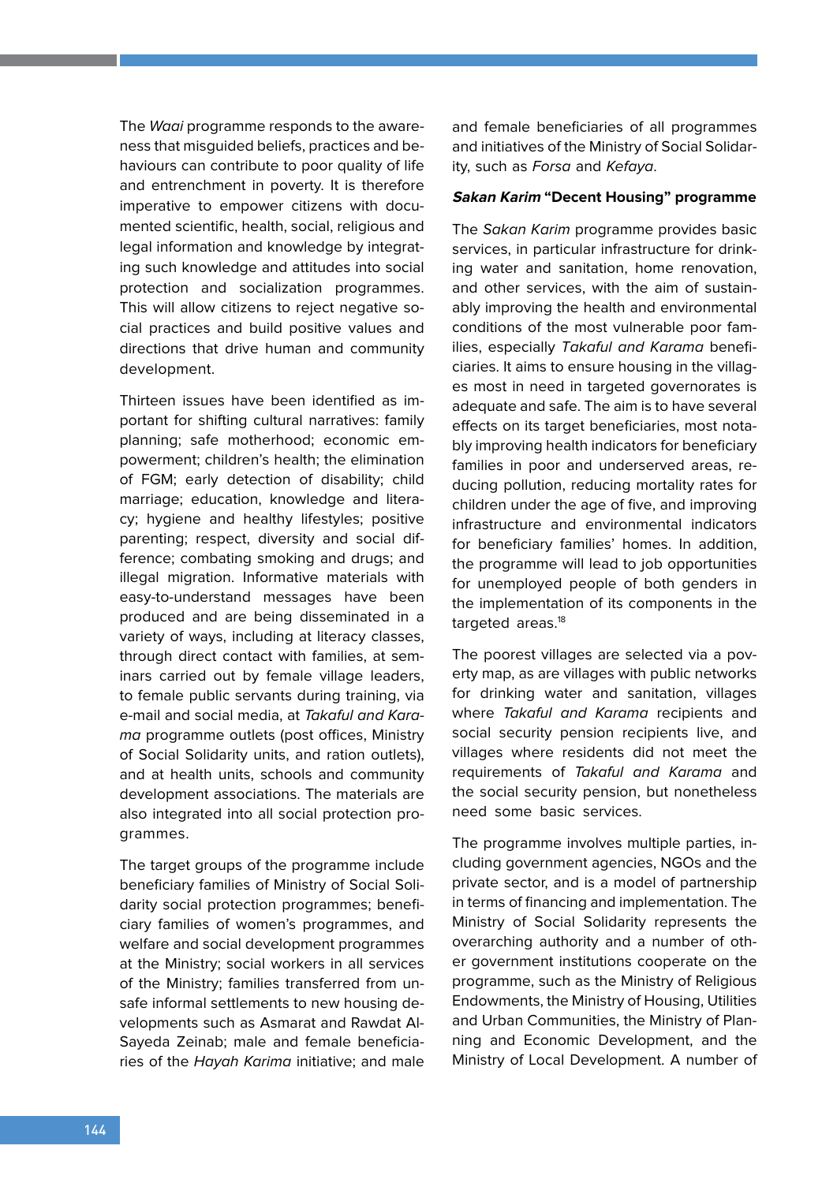The *Waai* programme responds to the awareness that misguided beliefs, practices and behaviours can contribute to poor quality of life and entrenchment in poverty. It is therefore imperative to empower citizens with documented scientific, health, social, religious and legal information and knowledge by integrating such knowledge and attitudes into social protection and socialization programmes. This will allow citizens to reject negative social practices and build positive values and directions that drive human and community development.

Thirteen issues have been identified as important for shifting cultural narratives: family planning; safe motherhood; economic empowerment; children's health; the elimination of FGM; early detection of disability; child marriage; education, knowledge and literacy; hygiene and healthy lifestyles; positive parenting; respect, diversity and social difference; combating smoking and drugs; and illegal migration. Informative materials with easy-to-understand messages have been produced and are being disseminated in a variety of ways, including at literacy classes, through direct contact with families, at seminars carried out by female village leaders, to female public servants during training, via e-mail and social media, at *Takaful and Karama* programme outlets (post offices, Ministry of Social Solidarity units, and ration outlets), and at health units, schools and community development associations. The materials are also integrated into all social protection programmes.

The target groups of the programme include beneficiary families of Ministry of Social Solidarity social protection programmes; beneficiary families of women's programmes, and welfare and social development programmes at the Ministry; social workers in all services of the Ministry; families transferred from unsafe informal settlements to new housing developments such as Asmarat and Rawdat Al-Sayeda Zeinab; male and female beneficiaries of the *Hayah Karima* initiative; and male and female beneficiaries of all programmes and initiatives of the Ministry of Social Solidarity, such as *Forsa* and *Kefaya*.

#### ***Sakan Karim* "Decent Housing" programme**

The *Sakan Karim* programme provides basic services, in particular infrastructure for drinking water and sanitation, home renovation, and other services, with the aim of sustainably improving the health and environmental conditions of the most vulnerable poor families, especially *Takaful and Karama* beneficiaries. It aims to ensure housing in the villages most in need in targeted governorates is adequate and safe. The aim is to have several effects on its target beneficiaries, most notably improving health indicators for beneficiary families in poor and underserved areas, reducing pollution, reducing mortality rates for children under the age of five, and improving infrastructure and environmental indicators for beneficiary families' homes. In addition, the programme will lead to job opportunities for unemployed people of both genders in the implementation of its components in the targeted areas.[18]

The poorest villages are selected via a poverty map, as are villages with public networks for drinking water and sanitation, villages where *Takaful and Karama* recipients and social security pension recipients live, and villages where residents did not meet the requirements of *Takaful and Karama* and the social security pension, but nonetheless need some basic services.

The programme involves multiple parties, including government agencies, NGOs and the private sector, and is a model of partnership in terms of financing and implementation. The Ministry of Social Solidarity represents the overarching authority and a number of other government institutions cooperate on the programme, such as the Ministry of Religious Endowments, the Ministry of Housing, Utilities and Urban Communities, the Ministry of Planning and Economic Development, and the Ministry of Local Development. A number of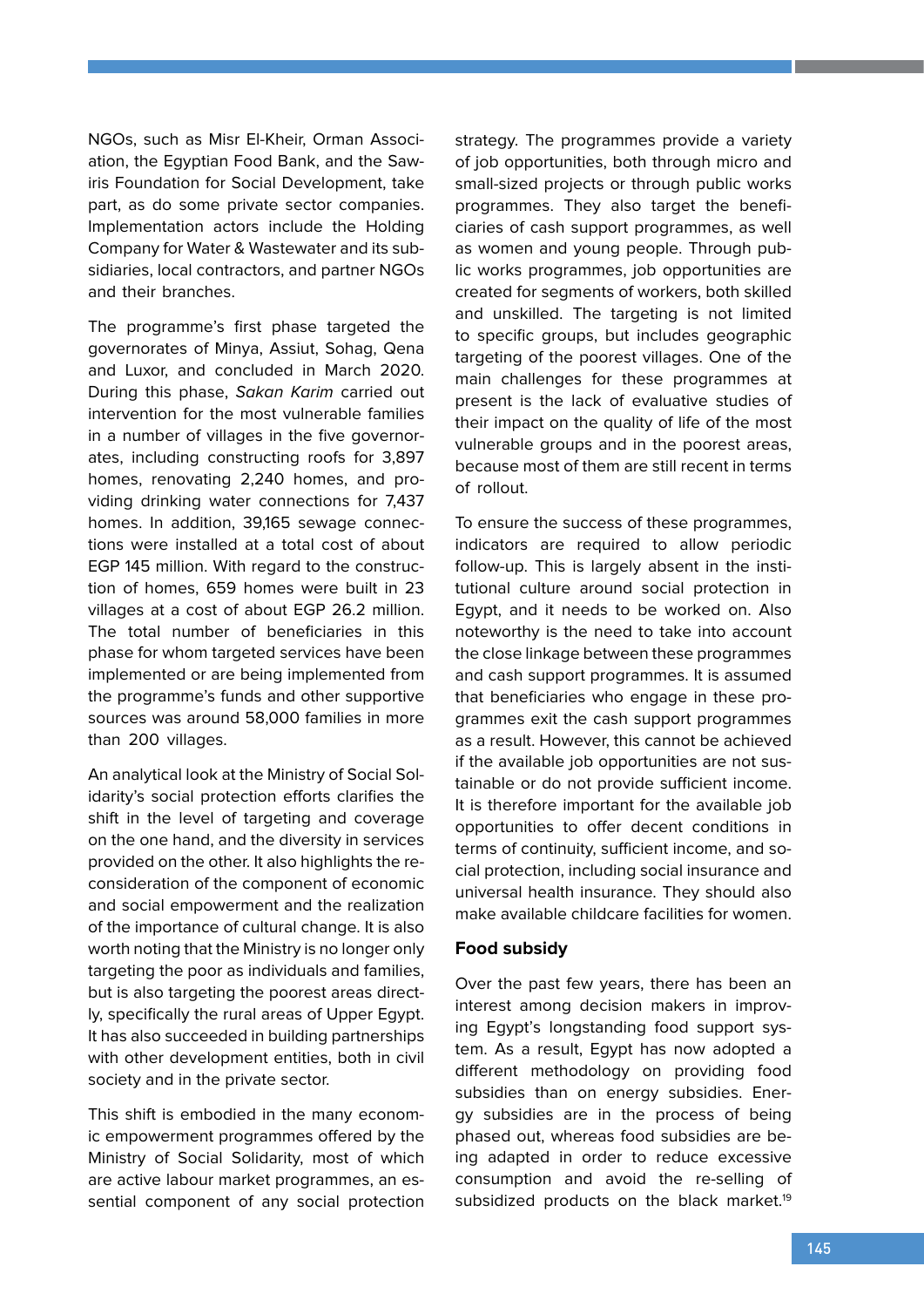NGOs, such as Misr El-Kheir, Orman Association, the Egyptian Food Bank, and the Sawiris Foundation for Social Development, take part, as do some private sector companies. Implementation actors include the Holding Company for Water & Wastewater and its subsidiaries, local contractors, and partner NGOs and their branches.

The programme's first phase targeted the governorates of Minya, Assiut, Sohag, Qena and Luxor, and concluded in March 2020. During this phase, *Sakan Karim* carried out intervention for the most vulnerable families in a number of villages in the five governorates, including constructing roofs for 3,897 homes, renovating 2,240 homes, and providing drinking water connections for 7,437 homes. In addition, 39,165 sewage connections were installed at a total cost of about EGP 145 million. With regard to the construction of homes, 659 homes were built in 23 villages at a cost of about EGP 26.2 million. The total number of beneficiaries in this phase for whom targeted services have been implemented or are being implemented from the programme's funds and other supportive sources was around 58,000 families in more than 200 villages.

An analytical look at the Ministry of Social Solidarity's social protection efforts clarifies the shift in the level of targeting and coverage on the one hand, and the diversity in services provided on the other. It also highlights the reconsideration of the component of economic and social empowerment and the realization of the importance of cultural change. It is also worth noting that the Ministry is no longer only targeting the poor as individuals and families, but is also targeting the poorest areas directly, specifically the rural areas of Upper Egypt. It has also succeeded in building partnerships with other development entities, both in civil society and in the private sector.

This shift is embodied in the many economic empowerment programmes offered by the Ministry of Social Solidarity, most of which are active labour market programmes, an essential component of any social protection strategy. The programmes provide a variety of job opportunities, both through micro and small-sized projects or through public works programmes. They also target the beneficiaries of cash support programmes, as well as women and young people. Through public works programmes, job opportunities are created for segments of workers, both skilled and unskilled. The targeting is not limited to specific groups, but includes geographic targeting of the poorest villages. One of the main challenges for these programmes at present is the lack of evaluative studies of their impact on the quality of life of the most vulnerable groups and in the poorest areas, because most of them are still recent in terms of rollout.

To ensure the success of these programmes, indicators are required to allow periodic follow-up. This is largely absent in the institutional culture around social protection in Egypt, and it needs to be worked on. Also noteworthy is the need to take into account the close linkage between these programmes and cash support programmes. It is assumed that beneficiaries who engage in these programmes exit the cash support programmes as a result. However, this cannot be achieved if the available job opportunities are not sustainable or do not provide sufficient income. It is therefore important for the available job opportunities to offer decent conditions in terms of continuity, sufficient income, and social protection, including social insurance and universal health insurance. They should also make available childcare facilities for women.

### Food subsidy

Over the past few years, there has been an interest among decision makers in improving Egypt's longstanding food support system. As a result, Egypt has now adopted a different methodology on providing food subsidies than on energy subsidies. Energy subsidies are in the process of being phased out, whereas food subsidies are being adapted in order to reduce excessive consumption and avoid the re-selling of subsidized products on the black market.[19]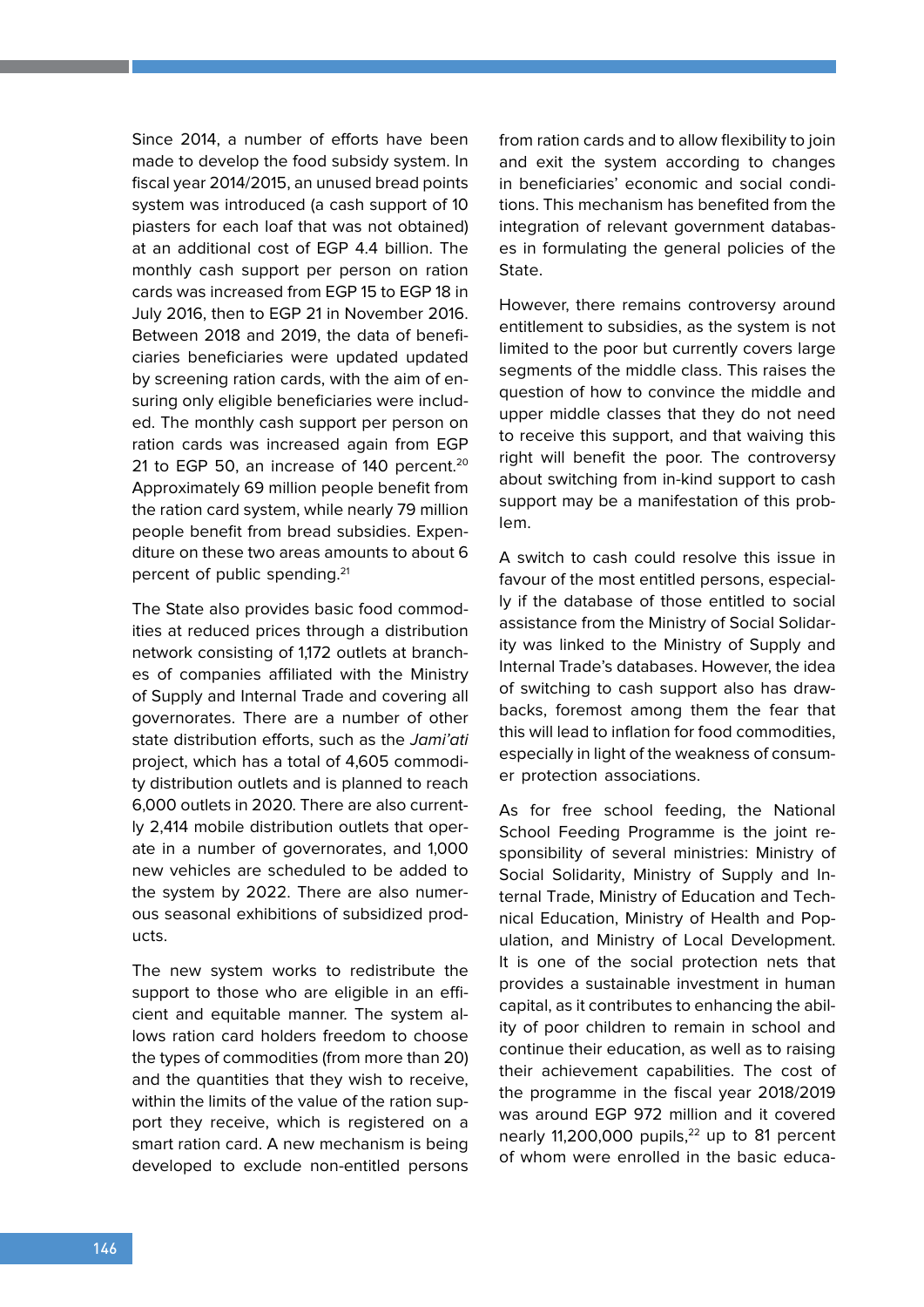Since 2014, a number of efforts have been made to develop the food subsidy system. In fiscal year 2014/2015, an unused bread points system was introduced (a cash support of 10 piasters for each loaf that was not obtained) at an additional cost of EGP 4.4 billion. The monthly cash support per person on ration cards was increased from EGP 15 to EGP 18 in July 2016, then to EGP 21 in November 2016. Between 2018 and 2019, the data of beneficiaries beneficiaries were updated updated by screening ration cards, with the aim of ensuring only eligible beneficiaries were included. The monthly cash support per person on ration cards was increased again from EGP 21 to EGP 50, an increase of 140 percent.[20] Approximately 69 million people benefit from the ration card system, while nearly 79 million people benefit from bread subsidies. Expenditure on these two areas amounts to about 6 percent of public spending.[21]

The State also provides basic food commodities at reduced prices through a distribution network consisting of 1,172 outlets at branches of companies affiliated with the Ministry of Supply and Internal Trade and covering all governorates. There are a number of other state distribution efforts, such as the *Jami'ati* project, which has a total of 4,605 commodity distribution outlets and is planned to reach 6,000 outlets in 2020. There are also currently 2,414 mobile distribution outlets that operate in a number of governorates, and 1,000 new vehicles are scheduled to be added to the system by 2022. There are also numerous seasonal exhibitions of subsidized products.

The new system works to redistribute the support to those who are eligible in an efficient and equitable manner. The system allows ration card holders freedom to choose the types of commodities (from more than 20) and the quantities that they wish to receive, within the limits of the value of the ration support they receive, which is registered on a smart ration card. A new mechanism is being developed to exclude non-entitled persons from ration cards and to allow flexibility to join and exit the system according to changes in beneficiaries' economic and social conditions. This mechanism has benefited from the integration of relevant government databases in formulating the general policies of the State.

However, there remains controversy around entitlement to subsidies, as the system is not limited to the poor but currently covers large segments of the middle class. This raises the question of how to convince the middle and upper middle classes that they do not need to receive this support, and that waiving this right will benefit the poor. The controversy about switching from in-kind support to cash support may be a manifestation of this problem.

A switch to cash could resolve this issue in favour of the most entitled persons, especially if the database of those entitled to social assistance from the Ministry of Social Solidarity was linked to the Ministry of Supply and Internal Trade's databases. However, the idea of switching to cash support also has drawbacks, foremost among them the fear that this will lead to inflation for food commodities, especially in light of the weakness of consumer protection associations.

As for free school feeding, the National School Feeding Programme is the joint responsibility of several ministries: Ministry of Social Solidarity, Ministry of Supply and Internal Trade, Ministry of Education and Technical Education, Ministry of Health and Population, and Ministry of Local Development. It is one of the social protection nets that provides a sustainable investment in human capital, as it contributes to enhancing the ability of poor children to remain in school and continue their education, as well as to raising their achievement capabilities. The cost of the programme in the fiscal year 2018/2019 was around EGP 972 million and it covered nearly 11,200,000 pupils,[22] up to 81 percent of whom were enrolled in the basic educa-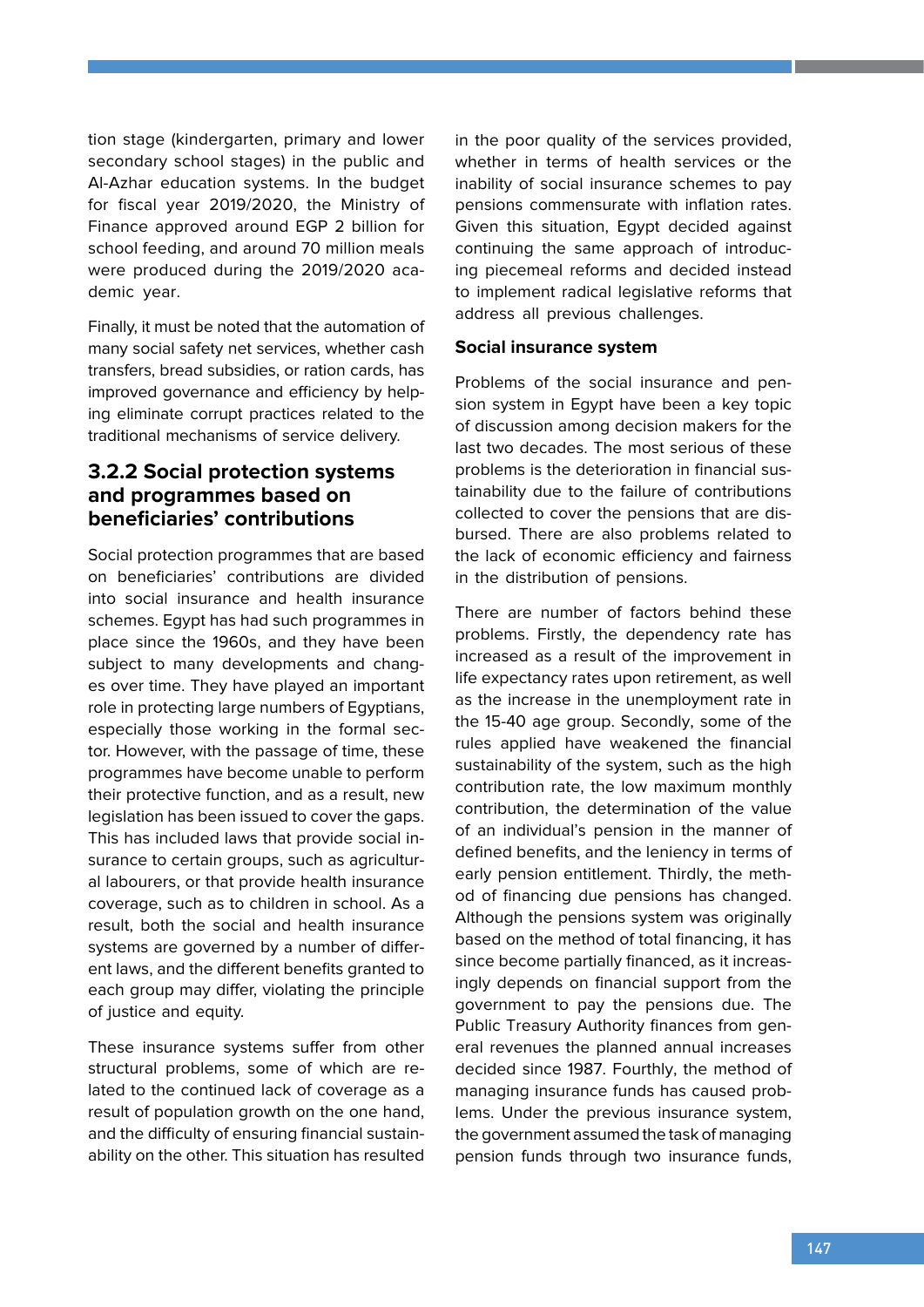tion stage (kindergarten, primary and lower secondary school stages) in the public and Al-Azhar education systems. In the budget for fiscal year 2019/2020, the Ministry of Finance approved around EGP 2 billion for school feeding, and around 70 million meals were produced during the 2019/2020 academic year.

Finally, it must be noted that the automation of many social safety net services, whether cash transfers, bread subsidies, or ration cards, has improved governance and efficiency by helping eliminate corrupt practices related to the traditional mechanisms of service delivery.

### 3.2.2 Social protection systems and programmes based on beneficiaries' contributions

Social protection programmes that are based on beneficiaries' contributions are divided into social insurance and health insurance schemes. Egypt has had such programmes in place since the 1960s, and they have been subject to many developments and changes over time. They have played an important role in protecting large numbers of Egyptians, especially those working in the formal sector. However, with the passage of time, these programmes have become unable to perform their protective function, and as a result, new legislation has been issued to cover the gaps. This has included laws that provide social insurance to certain groups, such as agricultural labourers, or that provide health insurance coverage, such as to children in school. As a result, both the social and health insurance systems are governed by a number of different laws, and the different benefits granted to each group may differ, violating the principle of justice and equity.

These insurance systems suffer from other structural problems, some of which are related to the continued lack of coverage as a result of population growth on the one hand, and the difficulty of ensuring financial sustainability on the other. This situation has resulted in the poor quality of the services provided, whether in terms of health services or the inability of social insurance schemes to pay pensions commensurate with inflation rates. Given this situation, Egypt decided against continuing the same approach of introducing piecemeal reforms and decided instead to implement radical legislative reforms that address all previous challenges.

**Social insurance system**

Problems of the social insurance and pension system in Egypt have been a key topic of discussion among decision makers for the last two decades. The most serious of these problems is the deterioration in financial sustainability due to the failure of contributions collected to cover the pensions that are disbursed. There are also problems related to the lack of economic efficiency and fairness in the distribution of pensions.

There are number of factors behind these problems. Firstly, the dependency rate has increased as a result of the improvement in life expectancy rates upon retirement, as well as the increase in the unemployment rate in the 15-40 age group. Secondly, some of the rules applied have weakened the financial sustainability of the system, such as the high contribution rate, the low maximum monthly contribution, the determination of the value of an individual's pension in the manner of defined benefits, and the leniency in terms of early pension entitlement. Thirdly, the method of financing due pensions has changed. Although the pensions system was originally based on the method of total financing, it has since become partially financed, as it increasingly depends on financial support from the government to pay the pensions due. The Public Treasury Authority finances from general revenues the planned annual increases decided since 1987. Fourthly, the method of managing insurance funds has caused problems. Under the previous insurance system, the government assumed the task of managing pension funds through two insurance funds,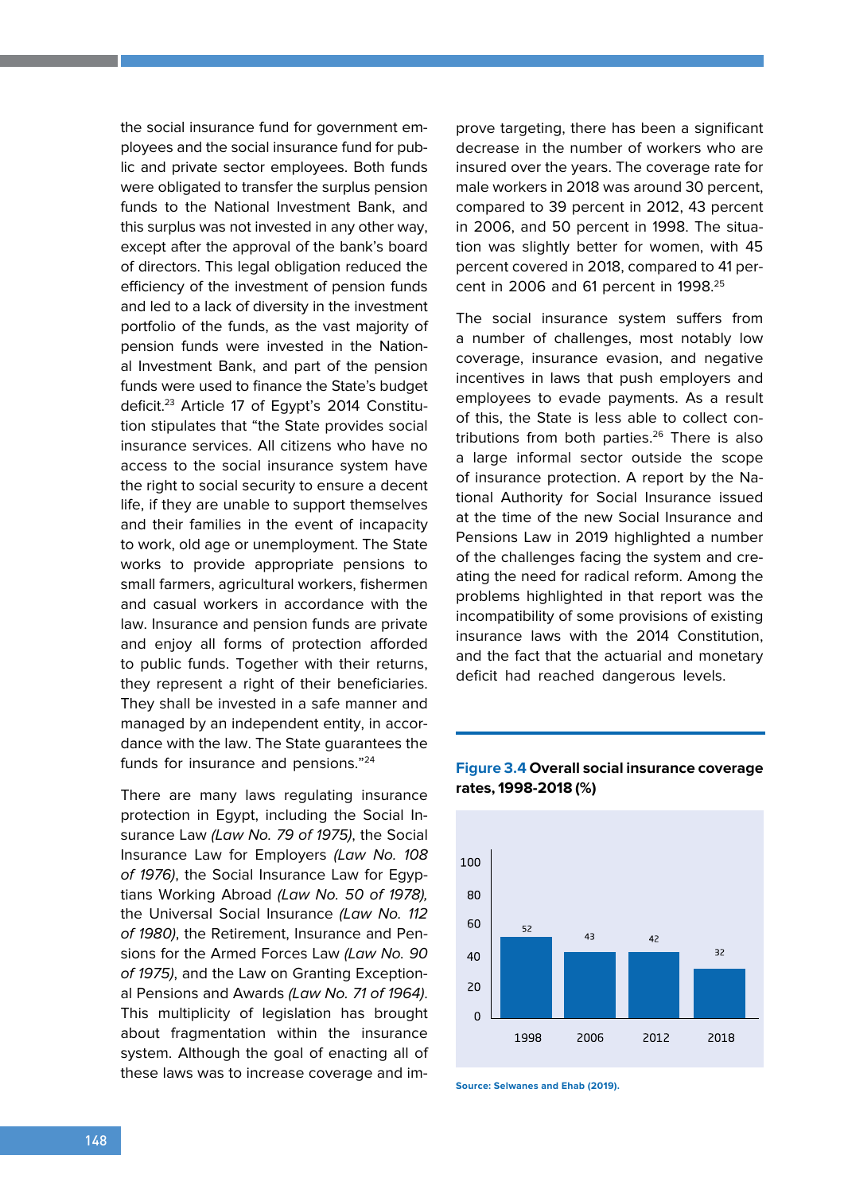the social insurance fund for government employees and the social insurance fund for public and private sector employees. Both funds were obligated to transfer the surplus pension funds to the National Investment Bank, and this surplus was not invested in any other way, except after the approval of the bank's board of directors. This legal obligation reduced the efficiency of the investment of pension funds and led to a lack of diversity in the investment portfolio of the funds, as the vast majority of pension funds were invested in the National Investment Bank, and part of the pension funds were used to finance the State's budget deficit.[23] Article 17 of Egypt's 2014 Constitution stipulates that "the State provides social insurance services. All citizens who have no access to the social insurance system have the right to social security to ensure a decent life, if they are unable to support themselves and their families in the event of incapacity to work, old age or unemployment. The State works to provide appropriate pensions to small farmers, agricultural workers, fishermen and casual workers in accordance with the law. Insurance and pension funds are private and enjoy all forms of protection afforded to public funds. Together with their returns, they represent a right of their beneficiaries. They shall be invested in a safe manner and managed by an independent entity, in accordance with the law. The State guarantees the funds for insurance and pensions."[24]

There are many laws regulating insurance protection in Egypt, including the Social Insurance Law *(Law No. 79 of 1975)*, the Social Insurance Law for Employers *(Law No. 108 of 1976)*, the Social Insurance Law for Egyptians Working Abroad *(Law No. 50 of 1978)*, the Universal Social Insurance *(Law No. 112 of 1980)*, the Retirement, Insurance and Pensions for the Armed Forces Law *(Law No. 90 of 1975)*, and the Law on Granting Exceptional Pensions and Awards *(Law No. 71 of 1964)*. This multiplicity of legislation has brought about fragmentation within the insurance system. Although the goal of enacting all of these laws was to increase coverage and improve targeting, there has been a significant decrease in the number of workers who are insured over the years. The coverage rate for male workers in 2018 was around 30 percent, compared to 39 percent in 2012, 43 percent in 2006, and 50 percent in 1998. The situation was slightly better for women, with 45 percent covered in 2018, compared to 41 percent in 2006 and 61 percent in 1998.[25]

The social insurance system suffers from a number of challenges, most notably low coverage, insurance evasion, and negative incentives in laws that push employers and employees to evade payments. As a result of this, the State is less able to collect contributions from both parties.[26] There is also a large informal sector outside the scope of insurance protection. A report by the National Authority for Social Insurance issued at the time of the new Social Insurance and Pensions Law in 2019 highlighted a number of the challenges facing the system and creating the need for radical reform. Among the problems highlighted in that report was the incompatibility of some provisions of existing insurance laws with the 2014 Constitution, and the fact that the actuarial and monetary deficit had reached dangerous levels.

**Figure 3.4 Overall social insurance coverage rates, 1998-2018 (%)**

| Year | Coverage rate (%) |
|---|---|
| 1998 | 52 |
| 2006 | 43 |
| 2012 | 42 |
| 2018 | 32 |

Source: Selwanes and Ehab (2019).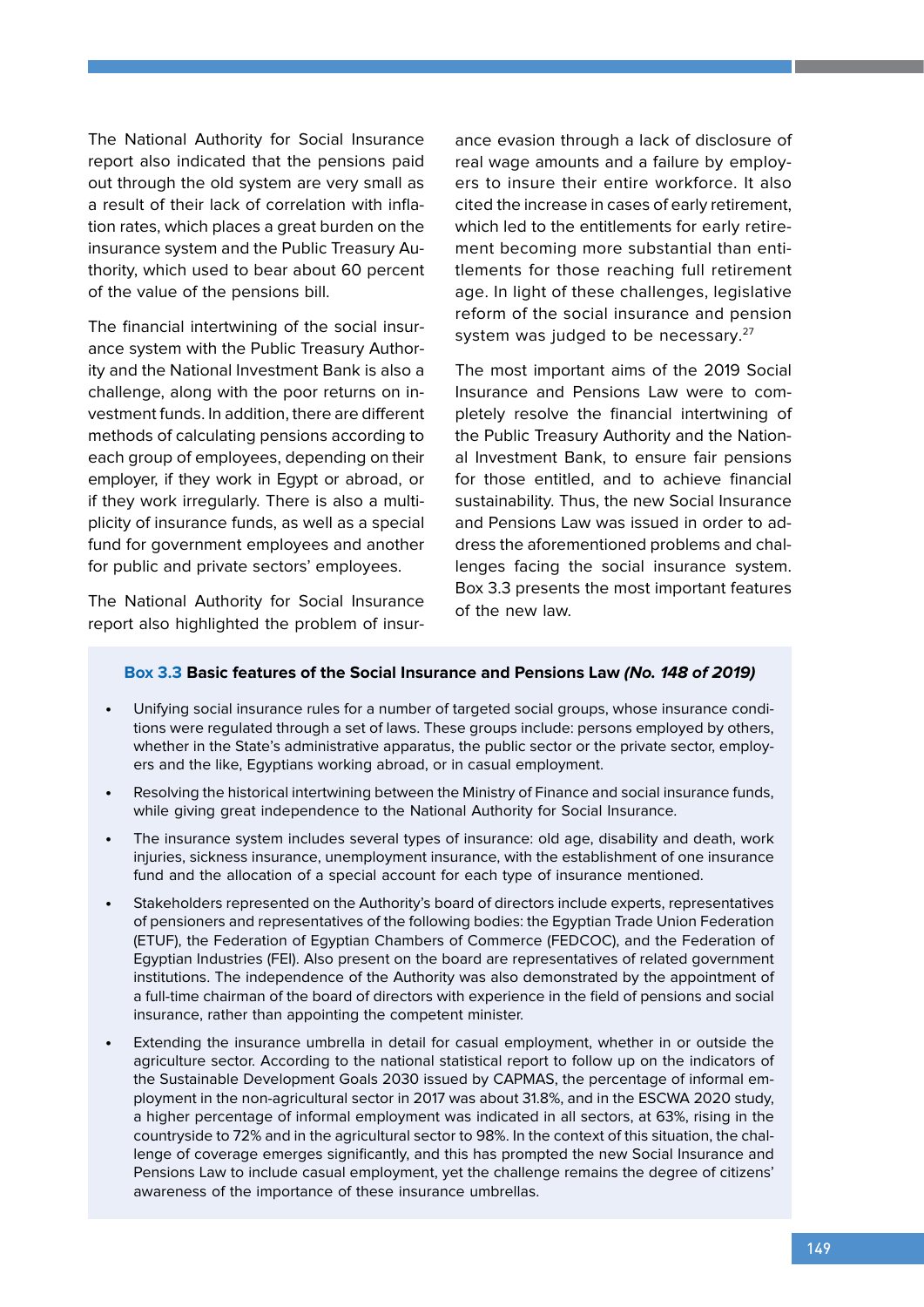The National Authority for Social Insurance report also indicated that the pensions paid out through the old system are very small as a result of their lack of correlation with inflation rates, which places a great burden on the insurance system and the Public Treasury Authority, which used to bear about 60 percent of the value of the pensions bill.

The financial intertwining of the social insurance system with the Public Treasury Authority and the National Investment Bank is also a challenge, along with the poor returns on investment funds. In addition, there are different methods of calculating pensions according to each group of employees, depending on their employer, if they work in Egypt or abroad, or if they work irregularly. There is also a multiplicity of insurance funds, as well as a special fund for government employees and another for public and private sectors' employees.

The National Authority for Social Insurance report also highlighted the problem of insurance evasion through a lack of disclosure of real wage amounts and a failure by employers to insure their entire workforce. It also cited the increase in cases of early retirement, which led to the entitlements for early retirement becoming more substantial than entitlements for those reaching full retirement age. In light of these challenges, legislative reform of the social insurance and pension system was judged to be necessary.[27]

The most important aims of the 2019 Social Insurance and Pensions Law were to completely resolve the financial intertwining of the Public Treasury Authority and the National Investment Bank, to ensure fair pensions for those entitled, and to achieve financial sustainability. Thus, the new Social Insurance and Pensions Law was issued in order to address the aforementioned problems and challenges facing the social insurance system. Box 3.3 presents the most important features of the new law.

**Box 3.3 Basic features of the Social Insurance and Pensions Law *(No. 148 of 2019)***

- Unifying social insurance rules for a number of targeted social groups, whose insurance conditions were regulated through a set of laws. These groups include: persons employed by others, whether in the State's administrative apparatus, the public sector or the private sector, employers and the like, Egyptians working abroad, or in casual employment.
- Resolving the historical intertwining between the Ministry of Finance and social insurance funds, while giving great independence to the National Authority for Social Insurance.
- The insurance system includes several types of insurance: old age, disability and death, work injuries, sickness insurance, unemployment insurance, with the establishment of one insurance fund and the allocation of a special account for each type of insurance mentioned.
- Stakeholders represented on the Authority's board of directors include experts, representatives of pensioners and representatives of the following bodies: the Egyptian Trade Union Federation (ETUF), the Federation of Egyptian Chambers of Commerce (FEDCOC), and the Federation of Egyptian Industries (FEI). Also present on the board are representatives of related government institutions. The independence of the Authority was also demonstrated by the appointment of a full-time chairman of the board of directors with experience in the field of pensions and social insurance, rather than appointing the competent minister.
- Extending the insurance umbrella in detail for casual employment, whether in or outside the agriculture sector. According to the national statistical report to follow up on the indicators of the Sustainable Development Goals 2030 issued by CAPMAS, the percentage of informal employment in the non-agricultural sector in 2017 was about 31.8%, and in the ESCWA 2020 study, a higher percentage of informal employment was indicated in all sectors, at 63%, rising in the countryside to 72% and in the agricultural sector to 98%. In the context of this situation, the challenge of coverage emerges significantly, and this has prompted the new Social Insurance and Pensions Law to include casual employment, yet the challenge remains the degree of citizens' awareness of the importance of these insurance umbrellas.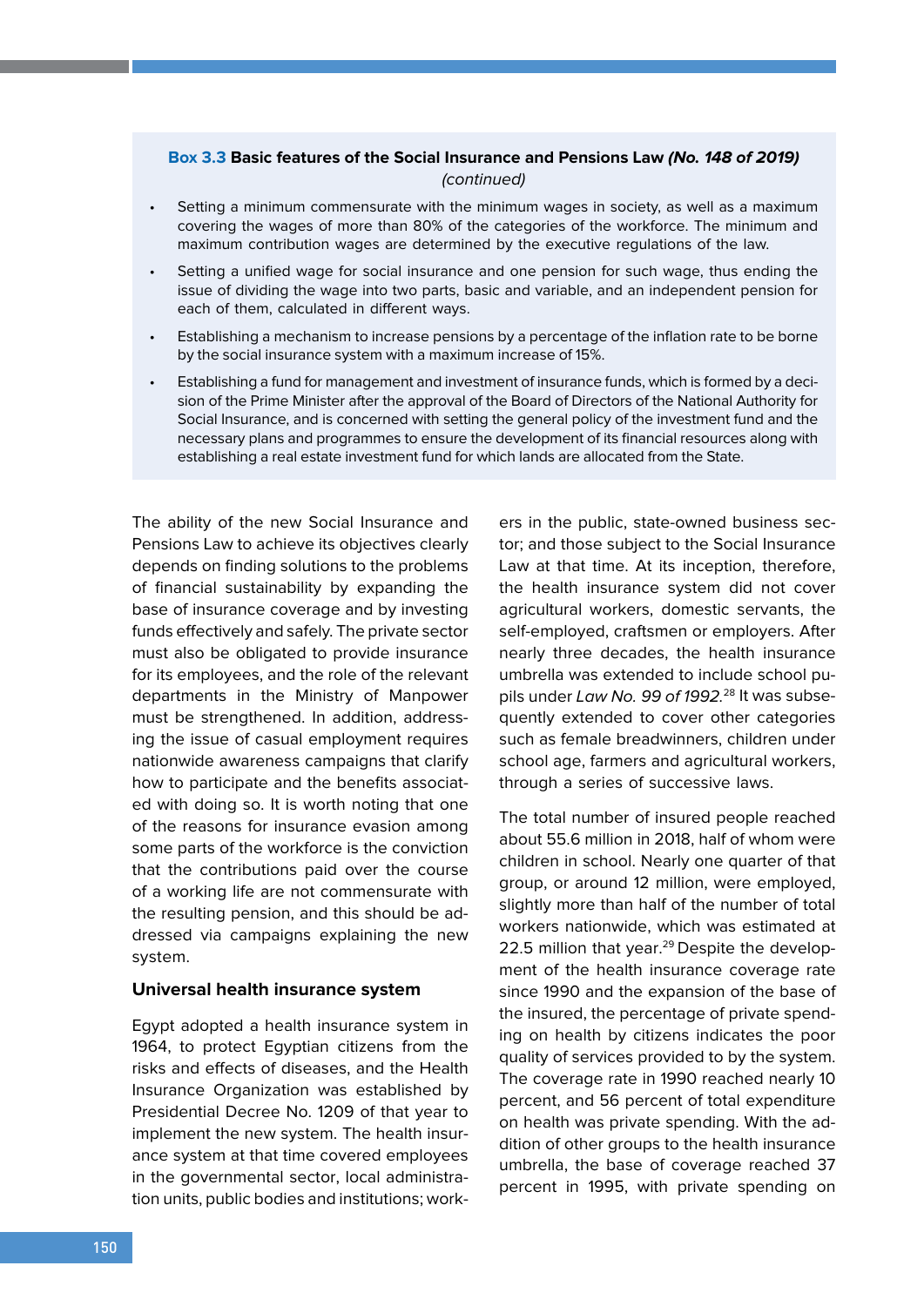**Box 3.3 Basic features of the Social Insurance and Pensions Law *(No. 148 of 2019)***
*(continued)*

- Setting a minimum commensurate with the minimum wages in society, as well as a maximum covering the wages of more than 80% of the categories of the workforce. The minimum and maximum contribution wages are determined by the executive regulations of the law.
- Setting a unified wage for social insurance and one pension for such wage, thus ending the issue of dividing the wage into two parts, basic and variable, and an independent pension for each of them, calculated in different ways.
- Establishing a mechanism to increase pensions by a percentage of the inflation rate to be borne by the social insurance system with a maximum increase of 15%.
- Establishing a fund for management and investment of insurance funds, which is formed by a decision of the Prime Minister after the approval of the Board of Directors of the National Authority for Social Insurance, and is concerned with setting the general policy of the investment fund and the necessary plans and programmes to ensure the development of its financial resources along with establishing a real estate investment fund for which lands are allocated from the State.

The ability of the new Social Insurance and Pensions Law to achieve its objectives clearly depends on finding solutions to the problems of financial sustainability by expanding the base of insurance coverage and by investing funds effectively and safely. The private sector must also be obligated to provide insurance for its employees, and the role of the relevant departments in the Ministry of Manpower must be strengthened. In addition, addressing the issue of casual employment requires nationwide awareness campaigns that clarify how to participate and the benefits associated with doing so. It is worth noting that one of the reasons for insurance evasion among some parts of the workforce is the conviction that the contributions paid over the course of a working life are not commensurate with the resulting pension, and this should be addressed via campaigns explaining the new system.

### Universal health insurance system

Egypt adopted a health insurance system in 1964, to protect Egyptian citizens from the risks and effects of diseases, and the Health Insurance Organization was established by Presidential Decree No. 1209 of that year to implement the new system. The health insurance system at that time covered employees in the governmental sector, local administration units, public bodies and institutions; workers in the public, state-owned business sector; and those subject to the Social Insurance Law at that time. At its inception, therefore, the health insurance system did not cover agricultural workers, domestic servants, the self-employed, craftsmen or employers. After nearly three decades, the health insurance umbrella was extended to include school pupils under *Law No. 99 of 1992*.[28] It was subsequently extended to cover other categories such as female breadwinners, children under school age, farmers and agricultural workers, through a series of successive laws.

The total number of insured people reached about 55.6 million in 2018, half of whom were children in school. Nearly one quarter of that group, or around 12 million, were employed, slightly more than half of the number of total workers nationwide, which was estimated at 22.5 million that year.[29] Despite the development of the health insurance coverage rate since 1990 and the expansion of the base of the insured, the percentage of private spending on health by citizens indicates the poor quality of services provided to by the system. The coverage rate in 1990 reached nearly 10 percent, and 56 percent of total expenditure on health was private spending. With the addition of other groups to the health insurance umbrella, the base of coverage reached 37 percent in 1995, with private spending on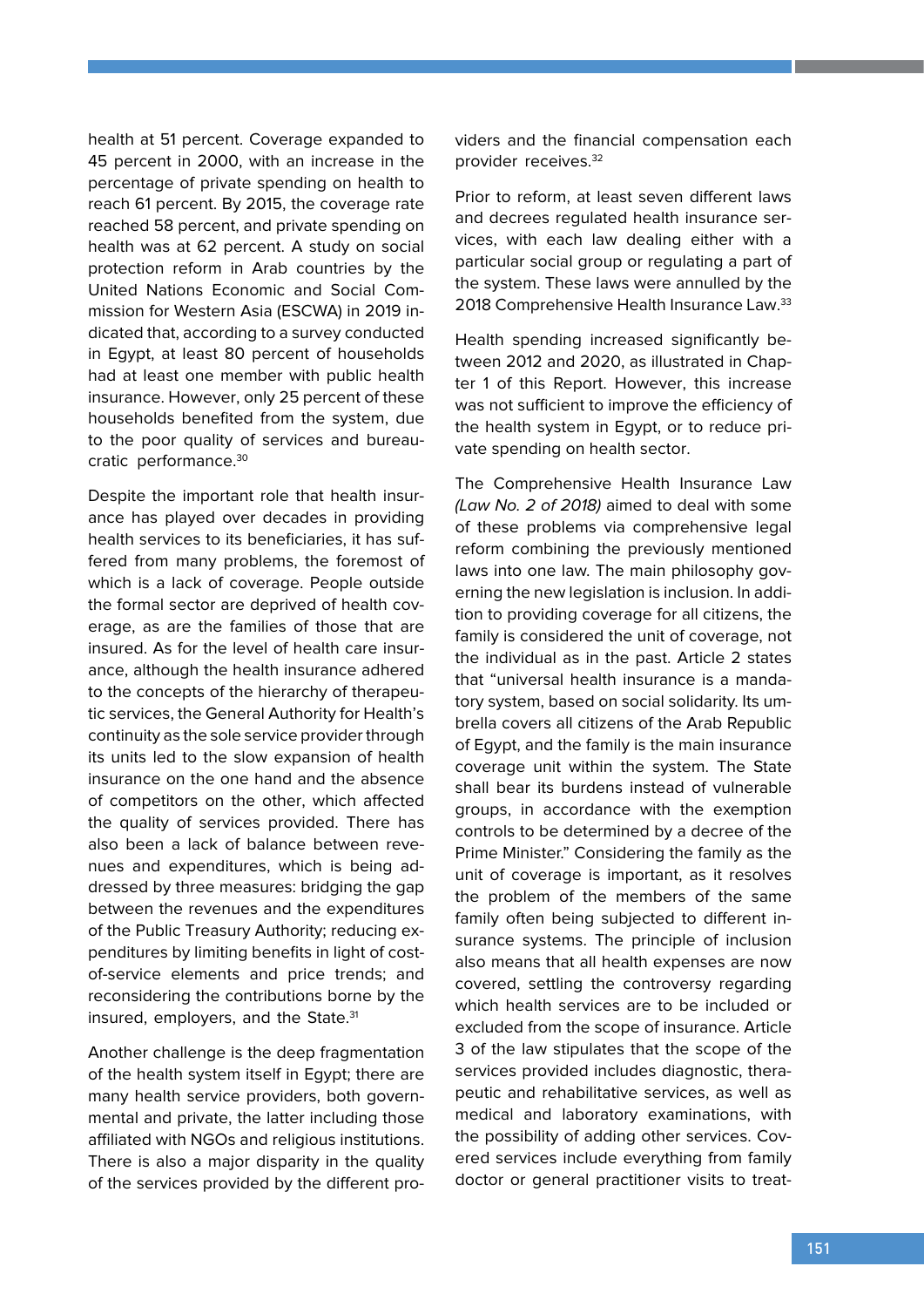health at 51 percent. Coverage expanded to 45 percent in 2000, with an increase in the percentage of private spending on health to reach 61 percent. By 2015, the coverage rate reached 58 percent, and private spending on health was at 62 percent. A study on social protection reform in Arab countries by the United Nations Economic and Social Commission for Western Asia (ESCWA) in 2019 indicated that, according to a survey conducted in Egypt, at least 80 percent of households had at least one member with public health insurance. However, only 25 percent of these households benefited from the system, due to the poor quality of services and bureaucratic performance.[30]

Despite the important role that health insurance has played over decades in providing health services to its beneficiaries, it has suffered from many problems, the foremost of which is a lack of coverage. People outside the formal sector are deprived of health coverage, as are the families of those that are insured. As for the level of health care insurance, although the health insurance adhered to the concepts of the hierarchy of therapeutic services, the General Authority for Health's continuity as the sole service provider through its units led to the slow expansion of health insurance on the one hand and the absence of competitors on the other, which affected the quality of services provided. There has also been a lack of balance between revenues and expenditures, which is being addressed by three measures: bridging the gap between the revenues and the expenditures of the Public Treasury Authority; reducing expenditures by limiting benefits in light of cost-of-service elements and price trends; and reconsidering the contributions borne by the insured, employers, and the State.[31]

Another challenge is the deep fragmentation of the health system itself in Egypt; there are many health service providers, both governmental and private, the latter including those affiliated with NGOs and religious institutions. There is also a major disparity in the quality of the services provided by the different providers and the financial compensation each provider receives.[32]

Prior to reform, at least seven different laws and decrees regulated health insurance services, with each law dealing either with a particular social group or regulating a part of the system. These laws were annulled by the 2018 Comprehensive Health Insurance Law.[33]

Health spending increased significantly between 2012 and 2020, as illustrated in Chapter 1 of this Report. However, this increase was not sufficient to improve the efficiency of the health system in Egypt, or to reduce private spending on health sector.

The Comprehensive Health Insurance Law *(Law No. 2 of 2018)* aimed to deal with some of these problems via comprehensive legal reform combining the previously mentioned laws into one law. The main philosophy governing the new legislation is inclusion. In addition to providing coverage for all citizens, the family is considered the unit of coverage, not the individual as in the past. Article 2 states that "universal health insurance is a mandatory system, based on social solidarity. Its umbrella covers all citizens of the Arab Republic of Egypt, and the family is the main insurance coverage unit within the system. The State shall bear its burdens instead of vulnerable groups, in accordance with the exemption controls to be determined by a decree of the Prime Minister." Considering the family as the unit of coverage is important, as it resolves the problem of the members of the same family often being subjected to different insurance systems. The principle of inclusion also means that all health expenses are now covered, settling the controversy regarding which health services are to be included or excluded from the scope of insurance. Article 3 of the law stipulates that the scope of the services provided includes diagnostic, therapeutic and rehabilitative services, as well as medical and laboratory examinations, with the possibility of adding other services. Covered services include everything from family doctor or general practitioner visits to treat-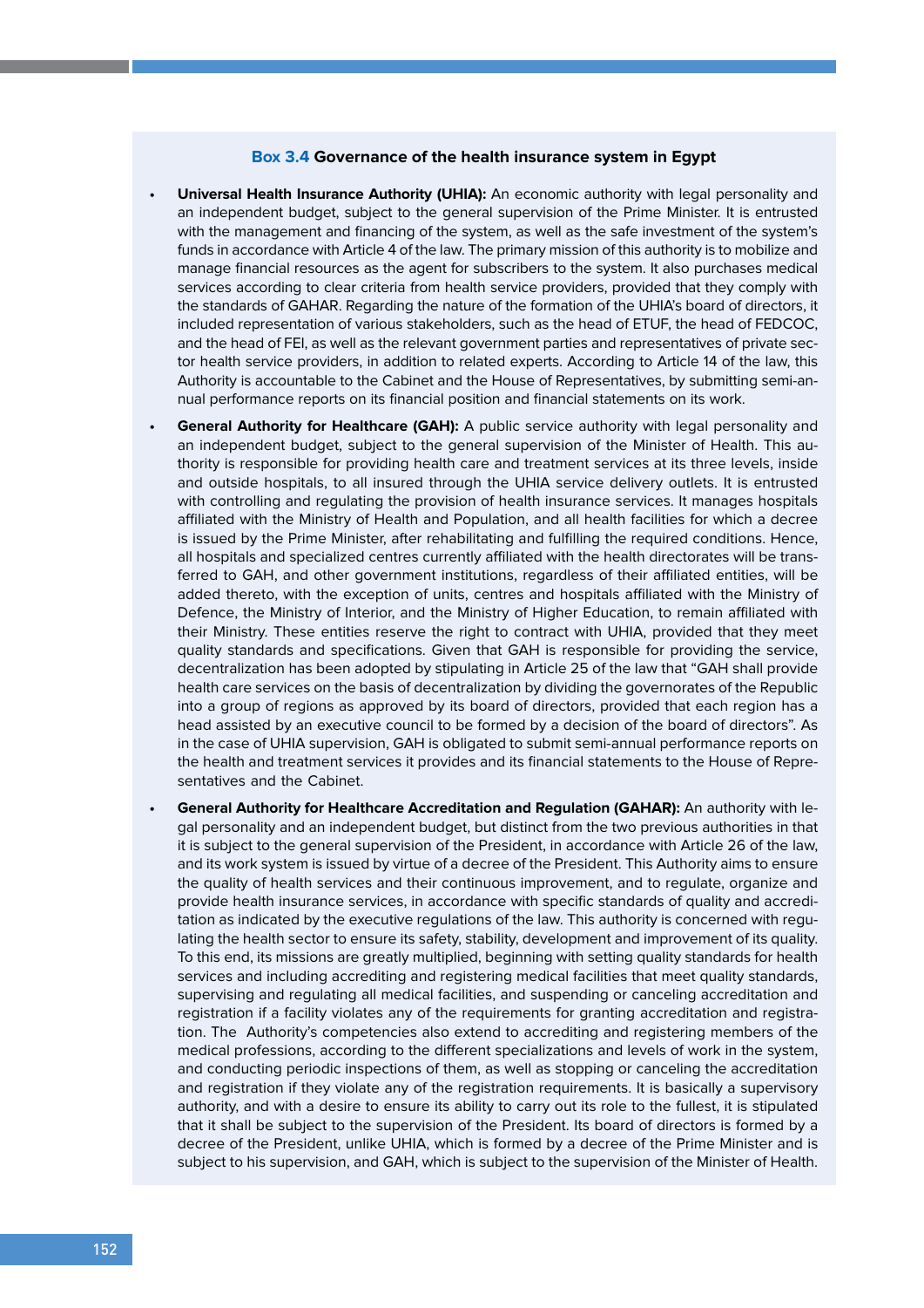### Box 3.4 Governance of the health insurance system in Egypt

- **Universal Health Insurance Authority (UHIA):** An economic authority with legal personality and an independent budget, subject to the general supervision of the Prime Minister. It is entrusted with the management and financing of the system, as well as the safe investment of the system's funds in accordance with Article 4 of the law. The primary mission of this authority is to mobilize and manage financial resources as the agent for subscribers to the system. It also purchases medical services according to clear criteria from health service providers, provided that they comply with the standards of GAHAR. Regarding the nature of the formation of the UHIA's board of directors, it included representation of various stakeholders, such as the head of ETUF, the head of FEDCOC, and the head of FEI, as well as the relevant government parties and representatives of private sector health service providers, in addition to related experts. According to Article 14 of the law, this Authority is accountable to the Cabinet and the House of Representatives, by submitting semi-annual performance reports on its financial position and financial statements on its work.
- **General Authority for Healthcare (GAH):** A public service authority with legal personality and an independent budget, subject to the general supervision of the Minister of Health. This authority is responsible for providing health care and treatment services at its three levels, inside and outside hospitals, to all insured through the UHIA service delivery outlets. It is entrusted with controlling and regulating the provision of health insurance services. It manages hospitals affiliated with the Ministry of Health and Population, and all health facilities for which a decree is issued by the Prime Minister, after rehabilitating and fulfilling the required conditions. Hence, all hospitals and specialized centres currently affiliated with the health directorates will be transferred to GAH, and other government institutions, regardless of their affiliated entities, will be added thereto, with the exception of units, centres and hospitals affiliated with the Ministry of Defence, the Ministry of Interior, and the Ministry of Higher Education, to remain affiliated with their Ministry. These entities reserve the right to contract with UHIA, provided that they meet quality standards and specifications. Given that GAH is responsible for providing the service, decentralization has been adopted by stipulating in Article 25 of the law that "GAH shall provide health care services on the basis of decentralization by dividing the governorates of the Republic into a group of regions as approved by its board of directors, provided that each region has a head assisted by an executive council to be formed by a decision of the board of directors". As in the case of UHIA supervision, GAH is obligated to submit semi-annual performance reports on the health and treatment services it provides and its financial statements to the House of Representatives and the Cabinet.
- **General Authority for Healthcare Accreditation and Regulation (GAHAR):** An authority with legal personality and an independent budget, but distinct from the two previous authorities in that it is subject to the general supervision of the President, in accordance with Article 26 of the law, and its work system is issued by virtue of a decree of the President. This Authority aims to ensure the quality of health services and their continuous improvement, and to regulate, organize and provide health insurance services, in accordance with specific standards of quality and accreditation as indicated by the executive regulations of the law. This authority is concerned with regulating the health sector to ensure its safety, stability, development and improvement of its quality. To this end, its missions are greatly multiplied, beginning with setting quality standards for health services and including accrediting and registering medical facilities that meet quality standards, supervising and regulating all medical facilities, and suspending or canceling accreditation and registration if a facility violates any of the requirements for granting accreditation and registration. The Authority's competencies also extend to accrediting and registering members of the medical professions, according to the different specializations and levels of work in the system, and conducting periodic inspections of them, as well as stopping or canceling the accreditation and registration if they violate any of the registration requirements. It is basically a supervisory authority, and with a desire to ensure its ability to carry out its role to the fullest, it is stipulated that it shall be subject to the supervision of the President. Its board of directors is formed by a decree of the President, unlike UHIA, which is formed by a decree of the Prime Minister and is subject to his supervision, and GAH, which is subject to the supervision of the Minister of Health.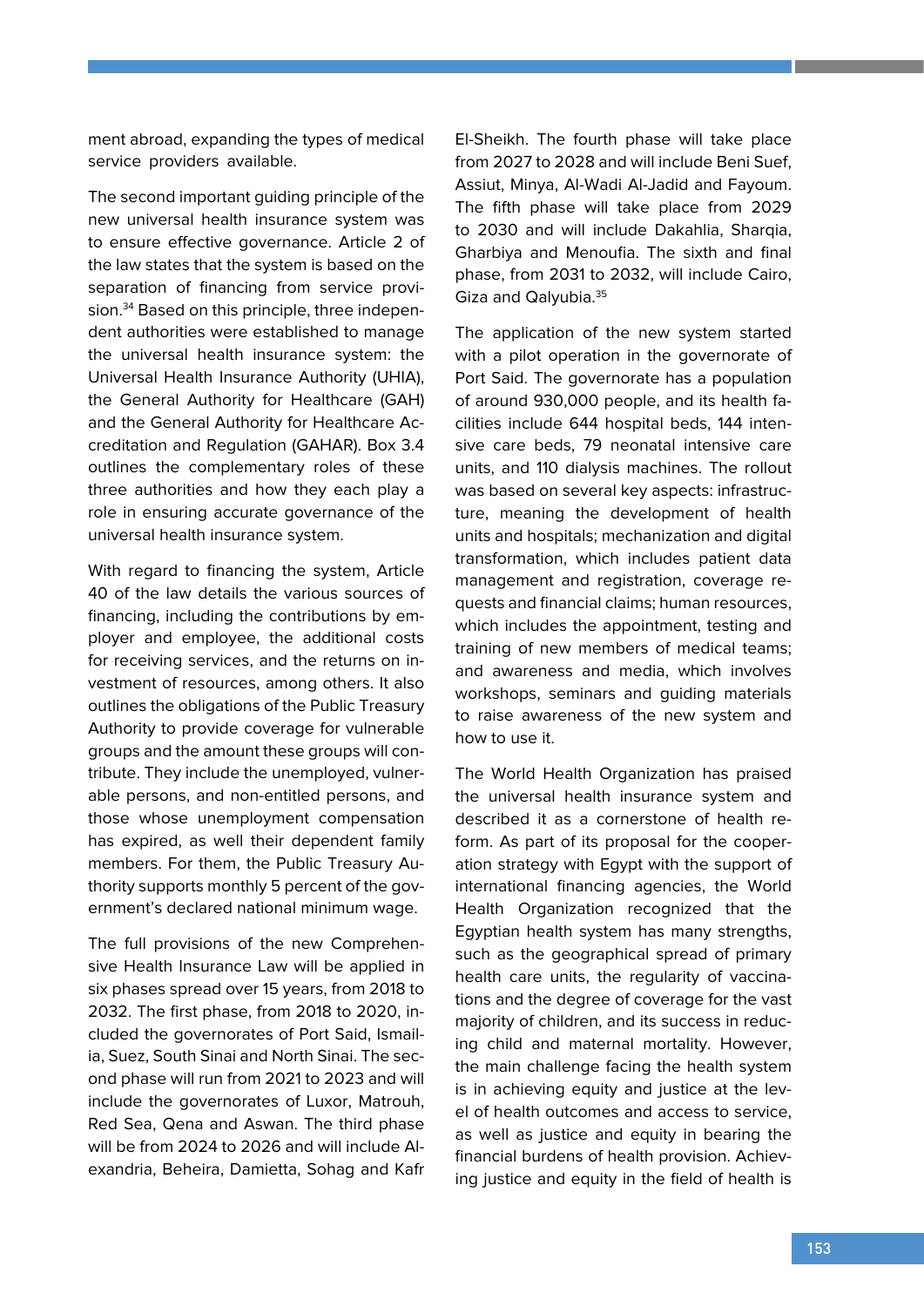ment abroad, expanding the types of medical service providers available.

The second important guiding principle of the new universal health insurance system was to ensure effective governance. Article 2 of the law states that the system is based on the separation of financing from service provision.[34] Based on this principle, three independent authorities were established to manage the universal health insurance system: the Universal Health Insurance Authority (UHIA), the General Authority for Healthcare (GAH) and the General Authority for Healthcare Accreditation and Regulation (GAHAR). Box 3.4 outlines the complementary roles of these three authorities and how they each play a role in ensuring accurate governance of the universal health insurance system.

With regard to financing the system, Article 40 of the law details the various sources of financing, including the contributions by employer and employee, the additional costs for receiving services, and the returns on investment of resources, among others. It also outlines the obligations of the Public Treasury Authority to provide coverage for vulnerable groups and the amount these groups will contribute. They include the unemployed, vulnerable persons, and non-entitled persons, and those whose unemployment compensation has expired, as well their dependent family members. For them, the Public Treasury Authority supports monthly 5 percent of the government's declared national minimum wage.

The full provisions of the new Comprehensive Health Insurance Law will be applied in six phases spread over 15 years, from 2018 to 2032. The first phase, from 2018 to 2020, included the governorates of Port Said, Ismailia, Suez, South Sinai and North Sinai. The second phase will run from 2021 to 2023 and will include the governorates of Luxor, Matrouh, Red Sea, Qena and Aswan. The third phase will be from 2024 to 2026 and will include Alexandria, Beheira, Damietta, Sohag and Kafr El-Sheikh. The fourth phase will take place from 2027 to 2028 and will include Beni Suef, Assiut, Minya, Al-Wadi Al-Jadid and Fayoum. The fifth phase will take place from 2029 to 2030 and will include Dakahlia, Sharqia, Gharbiya and Menoufia. The sixth and final phase, from 2031 to 2032, will include Cairo, Giza and Qalyubia.[35]

The application of the new system started with a pilot operation in the governorate of Port Said. The governorate has a population of around 930,000 people, and its health facilities include 644 hospital beds, 144 intensive care beds, 79 neonatal intensive care units, and 110 dialysis machines. The rollout was based on several key aspects: infrastructure, meaning the development of health units and hospitals; mechanization and digital transformation, which includes patient data management and registration, coverage requests and financial claims; human resources, which includes the appointment, testing and training of new members of medical teams; and awareness and media, which involves workshops, seminars and guiding materials to raise awareness of the new system and how to use it.

The World Health Organization has praised the universal health insurance system and described it as a cornerstone of health reform. As part of its proposal for the cooperation strategy with Egypt with the support of international financing agencies, the World Health Organization recognized that the Egyptian health system has many strengths, such as the geographical spread of primary health care units, the regularity of vaccinations and the degree of coverage for the vast majority of children, and its success in reducing child and maternal mortality. However, the main challenge facing the health system is in achieving equity and justice at the level of health outcomes and access to service, as well as justice and equity in bearing the financial burdens of health provision. Achieving justice and equity in the field of health is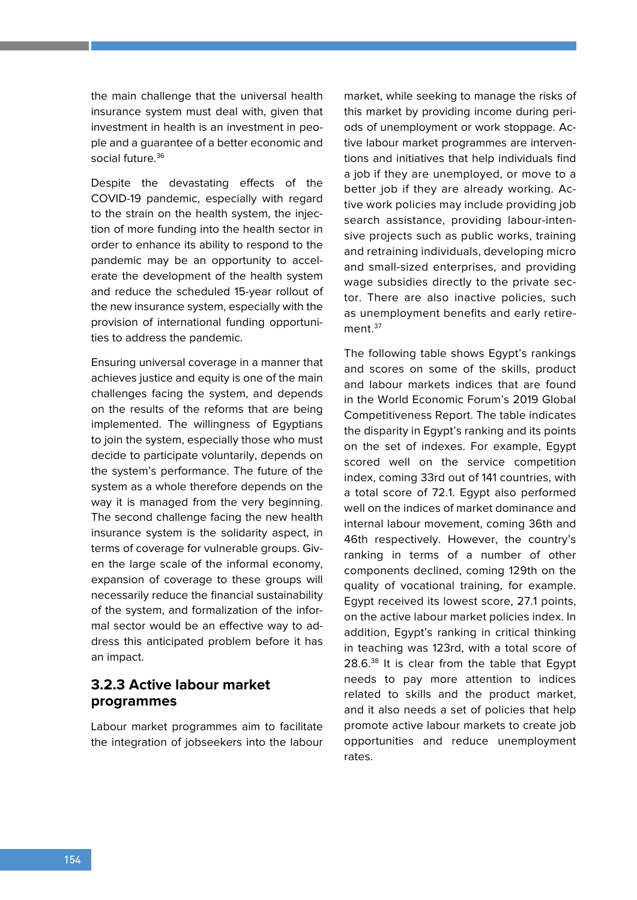the main challenge that the universal health insurance system must deal with, given that investment in health is an investment in people and a guarantee of a better economic and social future.[36]

Despite the devastating effects of the COVID-19 pandemic, especially with regard to the strain on the health system, the injection of more funding into the health sector in order to enhance its ability to respond to the pandemic may be an opportunity to accelerate the development of the health system and reduce the scheduled 15-year rollout of the new insurance system, especially with the provision of international funding opportunities to address the pandemic.

Ensuring universal coverage in a manner that achieves justice and equity is one of the main challenges facing the system, and depends on the results of the reforms that are being implemented. The willingness of Egyptians to join the system, especially those who must decide to participate voluntarily, depends on the system's performance. The future of the system as a whole therefore depends on the way it is managed from the very beginning. The second challenge facing the new health insurance system is the solidarity aspect, in terms of coverage for vulnerable groups. Given the large scale of the informal economy, expansion of coverage to these groups will necessarily reduce the financial sustainability of the system, and formalization of the informal sector would be an effective way to address this anticipated problem before it has an impact.

### 3.2.3 Active labour market programmes

Labour market programmes aim to facilitate the integration of jobseekers into the labour market, while seeking to manage the risks of this market by providing income during periods of unemployment or work stoppage. Active labour market programmes are interventions and initiatives that help individuals find a job if they are unemployed, or move to a better job if they are already working. Active work policies may include providing job search assistance, providing labour-intensive projects such as public works, training and retraining individuals, developing micro and small-sized enterprises, and providing wage subsidies directly to the private sector. There are also inactive policies, such as unemployment benefits and early retirement.[37]

The following table shows Egypt's rankings and scores on some of the skills, product and labour markets indices that are found in the World Economic Forum's 2019 Global Competitiveness Report. The table indicates the disparity in Egypt's ranking and its points on the set of indexes. For example, Egypt scored well on the service competition index, coming 33rd out of 141 countries, with a total score of 72.1. Egypt also performed well on the indices of market dominance and internal labour movement, coming 36th and 46th respectively. However, the country's ranking in terms of a number of other components declined, coming 129th on the quality of vocational training, for example. Egypt received its lowest score, 27.1 points, on the active labour market policies index. In addition, Egypt's ranking in critical thinking in teaching was 123rd, with a total score of 28.6.[38] It is clear from the table that Egypt needs to pay more attention to indices related to skills and the product market, and it also needs a set of policies that help promote active labour markets to create job opportunities and reduce unemployment rates.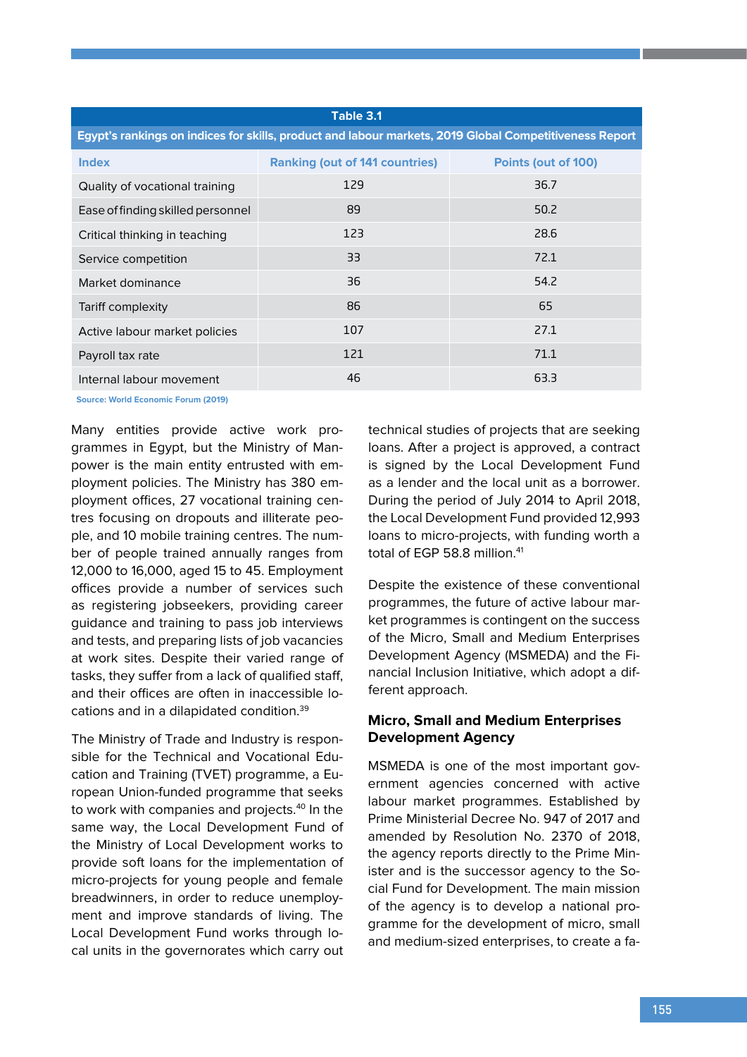**Table 3.1**

**Egypt's rankings on indices for skills, product and labour markets, 2019 Global Competitiveness Report**

| Index | Ranking (out of 141 countries) | Points (out of 100) |
|---|---|---|
| Quality of vocational training | 129 | 36.7 |
| Ease of finding skilled personnel | 89 | 50.2 |
| Critical thinking in teaching | 123 | 28.6 |
| Service competition | 33 | 72.1 |
| Market dominance | 36 | 54.2 |
| Tariff complexity | 86 | 65 |
| Active labour market policies | 107 | 27.1 |
| Payroll tax rate | 121 | 71.1 |
| Internal labour movement | 46 | 63.3 |

Source: World Economic Forum (2019)

Many entities provide active work programmes in Egypt, but the Ministry of Manpower is the main entity entrusted with employment policies. The Ministry has 380 employment offices, 27 vocational training centres focusing on dropouts and illiterate people, and 10 mobile training centres. The number of people trained annually ranges from 12,000 to 16,000, aged 15 to 45. Employment offices provide a number of services such as registering jobseekers, providing career guidance and training to pass job interviews and tests, and preparing lists of job vacancies at work sites. Despite their varied range of tasks, they suffer from a lack of qualified staff, and their offices are often in inaccessible locations and in a dilapidated condition.[39]

The Ministry of Trade and Industry is responsible for the Technical and Vocational Education and Training (TVET) programme, a European Union-funded programme that seeks to work with companies and projects.[40] In the same way, the Local Development Fund of the Ministry of Local Development works to provide soft loans for the implementation of micro-projects for young people and female breadwinners, in order to reduce unemployment and improve standards of living. The Local Development Fund works through local units in the governorates which carry out technical studies of projects that are seeking loans. After a project is approved, a contract is signed by the Local Development Fund as a lender and the local unit as a borrower. During the period of July 2014 to April 2018, the Local Development Fund provided 12,993 loans to micro-projects, with funding worth a total of EGP 58.8 million.[41]

Despite the existence of these conventional programmes, the future of active labour market programmes is contingent on the success of the Micro, Small and Medium Enterprises Development Agency (MSMEDA) and the Financial Inclusion Initiative, which adopt a different approach.

### Micro, Small and Medium Enterprises Development Agency

MSMEDA is one of the most important government agencies concerned with active labour market programmes. Established by Prime Ministerial Decree No. 947 of 2017 and amended by Resolution No. 2370 of 2018, the agency reports directly to the Prime Minister and is the successor agency to the Social Fund for Development. The main mission of the agency is to develop a national programme for the development of micro, small and medium-sized enterprises, to create a fa-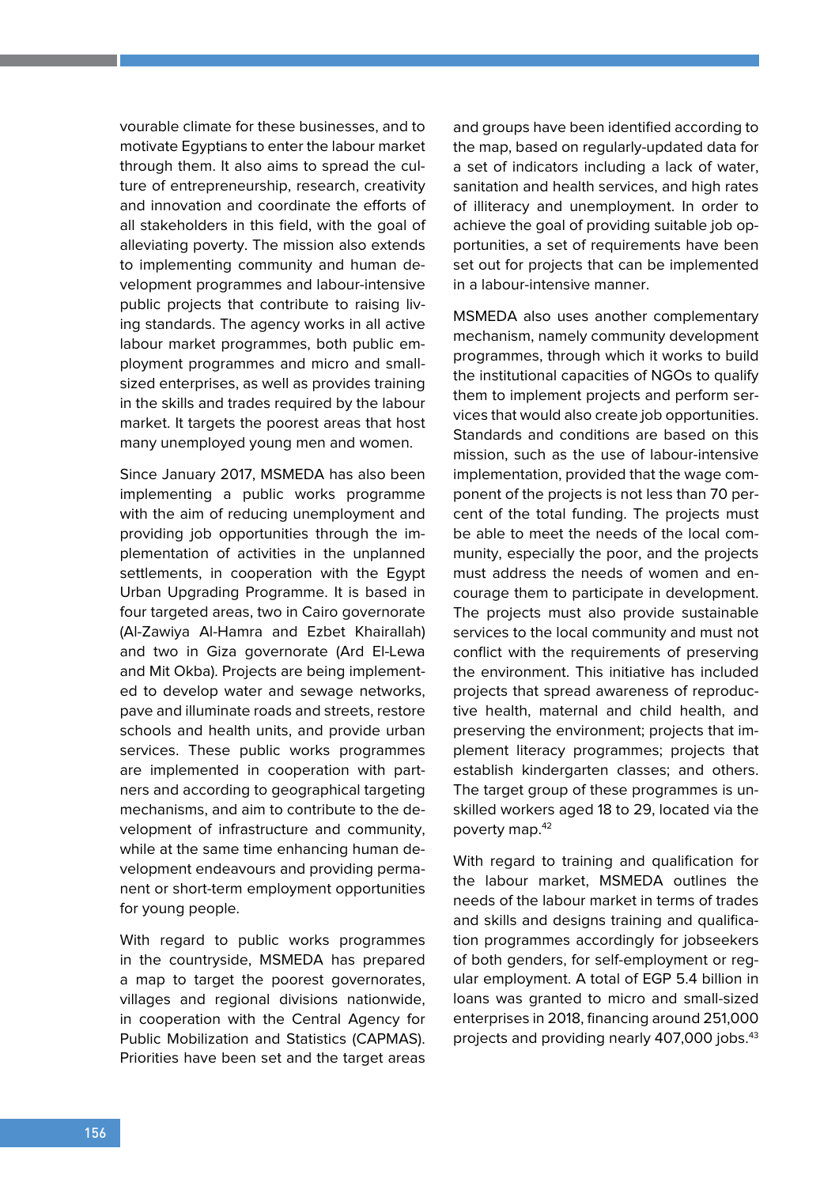vourable climate for these businesses, and to motivate Egyptians to enter the labour market through them. It also aims to spread the culture of entrepreneurship, research, creativity and innovation and coordinate the efforts of all stakeholders in this field, with the goal of alleviating poverty. The mission also extends to implementing community and human development programmes and labour-intensive public projects that contribute to raising living standards. The agency works in all active labour market programmes, both public employment programmes and micro and small-sized enterprises, as well as provides training in the skills and trades required by the labour market. It targets the poorest areas that host many unemployed young men and women.

Since January 2017, MSMEDA has also been implementing a public works programme with the aim of reducing unemployment and providing job opportunities through the implementation of activities in the unplanned settlements, in cooperation with the Egypt Urban Upgrading Programme. It is based in four targeted areas, two in Cairo governorate (Al-Zawiya Al-Hamra and Ezbet Khairallah) and two in Giza governorate (Ard El-Lewa and Mit Okba). Projects are being implemented to develop water and sewage networks, pave and illuminate roads and streets, restore schools and health units, and provide urban services. These public works programmes are implemented in cooperation with partners and according to geographical targeting mechanisms, and aim to contribute to the development of infrastructure and community, while at the same time enhancing human development endeavours and providing permanent or short-term employment opportunities for young people.

With regard to public works programmes in the countryside, MSMEDA has prepared a map to target the poorest governorates, villages and regional divisions nationwide, in cooperation with the Central Agency for Public Mobilization and Statistics (CAPMAS). Priorities have been set and the target areas and groups have been identified according to the map, based on regularly-updated data for a set of indicators including a lack of water, sanitation and health services, and high rates of illiteracy and unemployment. In order to achieve the goal of providing suitable job opportunities, a set of requirements have been set out for projects that can be implemented in a labour-intensive manner.

MSMEDA also uses another complementary mechanism, namely community development programmes, through which it works to build the institutional capacities of NGOs to qualify them to implement projects and perform services that would also create job opportunities. Standards and conditions are based on this mission, such as the use of labour-intensive implementation, provided that the wage component of the projects is not less than 70 per cent of the total funding. The projects must be able to meet the needs of the local community, especially the poor, and the projects must address the needs of women and encourage them to participate in development. The projects must also provide sustainable services to the local community and must not conflict with the requirements of preserving the environment. This initiative has included projects that spread awareness of reproductive health, maternal and child health, and preserving the environment; projects that implement literacy programmes; projects that establish kindergarten classes; and others. The target group of these programmes is unskilled workers aged 18 to 29, located via the poverty map.[42]

With regard to training and qualification for the labour market, MSMEDA outlines the needs of the labour market in terms of trades and skills and designs training and qualification programmes accordingly for jobseekers of both genders, for self-employment or regular employment. A total of EGP 5.4 billion in loans was granted to micro and small-sized enterprises in 2018, financing around 251,000 projects and providing nearly 407,000 jobs.[43]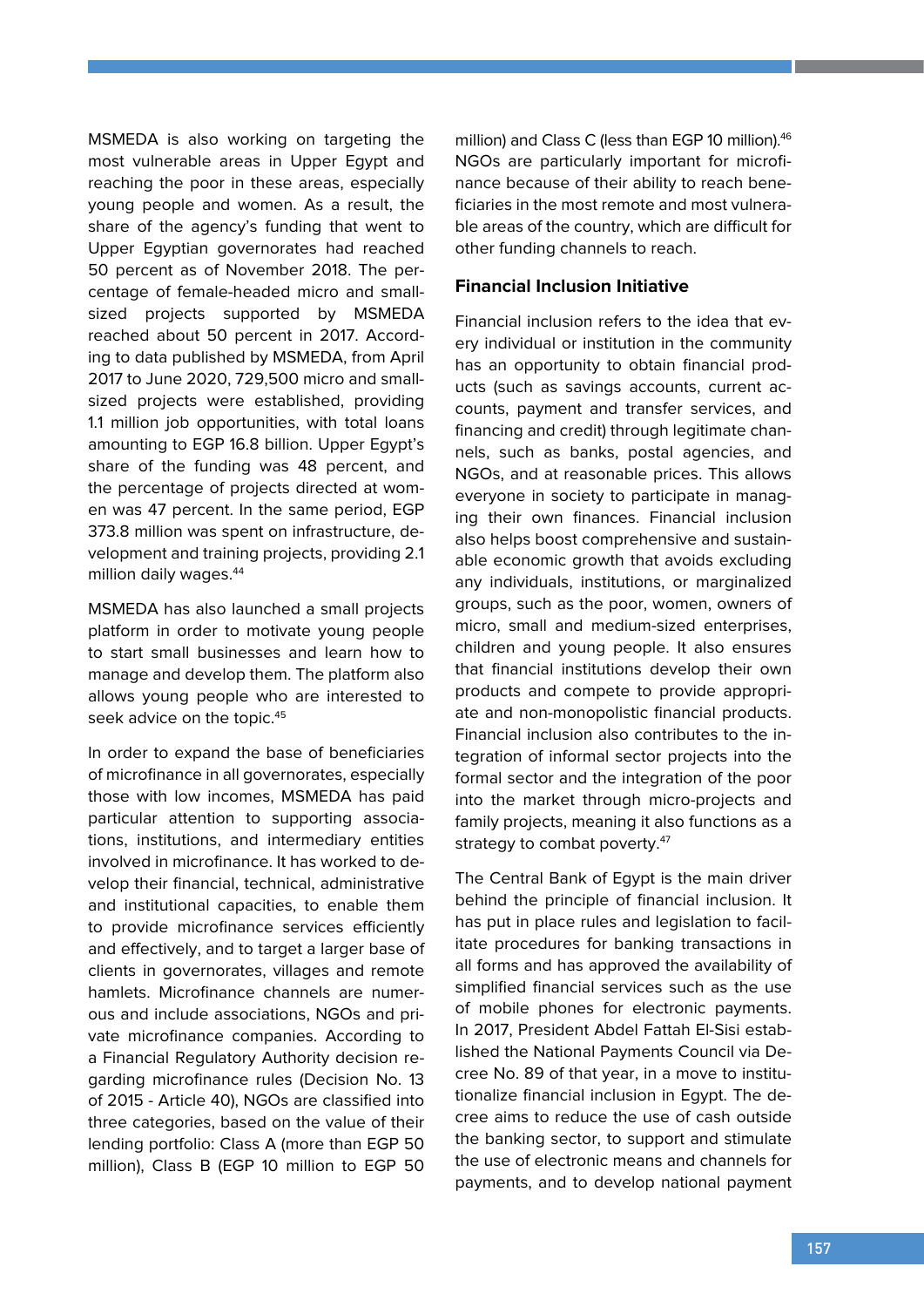MSMEDA is also working on targeting the most vulnerable areas in Upper Egypt and reaching the poor in these areas, especially young people and women. As a result, the share of the agency's funding that went to Upper Egyptian governorates had reached 50 percent as of November 2018. The percentage of female-headed micro and small-sized projects supported by MSMEDA reached about 50 percent in 2017. According to data published by MSMEDA, from April 2017 to June 2020, 729,500 micro and small-sized projects were established, providing 1.1 million job opportunities, with total loans amounting to EGP 16.8 billion. Upper Egypt's share of the funding was 48 percent, and the percentage of projects directed at women was 47 percent. In the same period, EGP 373.8 million was spent on infrastructure, development and training projects, providing 2.1 million daily wages.[44]

MSMEDA has also launched a small projects platform in order to motivate young people to start small businesses and learn how to manage and develop them. The platform also allows young people who are interested to seek advice on the topic.[45]

In order to expand the base of beneficiaries of microfinance in all governorates, especially those with low incomes, MSMEDA has paid particular attention to supporting associations, institutions, and intermediary entities involved in microfinance. It has worked to develop their financial, technical, administrative and institutional capacities, to enable them to provide microfinance services efficiently and effectively, and to target a larger base of clients in governorates, villages and remote hamlets. Microfinance channels are numerous and include associations, NGOs and private microfinance companies. According to a Financial Regulatory Authority decision regarding microfinance rules (Decision No. 13 of 2015 - Article 40), NGOs are classified into three categories, based on the value of their lending portfolio: Class A (more than EGP 50 million), Class B (EGP 10 million to EGP 50 million) and Class C (less than EGP 10 million).[46] NGOs are particularly important for microfinance because of their ability to reach beneficiaries in the most remote and most vulnerable areas of the country, which are difficult for other funding channels to reach.

### Financial Inclusion Initiative

Financial inclusion refers to the idea that every individual or institution in the community has an opportunity to obtain financial products (such as savings accounts, current accounts, payment and transfer services, and financing and credit) through legitimate channels, such as banks, postal agencies, and NGOs, and at reasonable prices. This allows everyone in society to participate in managing their own finances. Financial inclusion also helps boost comprehensive and sustainable economic growth that avoids excluding any individuals, institutions, or marginalized groups, such as the poor, women, owners of micro, small and medium-sized enterprises, children and young people. It also ensures that financial institutions develop their own products and compete to provide appropriate and non-monopolistic financial products. Financial inclusion also contributes to the integration of informal sector projects into the formal sector and the integration of the poor into the market through micro-projects and family projects, meaning it also functions as a strategy to combat poverty.[47]

The Central Bank of Egypt is the main driver behind the principle of financial inclusion. It has put in place rules and legislation to facilitate procedures for banking transactions in all forms and has approved the availability of simplified financial services such as the use of mobile phones for electronic payments. In 2017, President Abdel Fattah El-Sisi established the National Payments Council via Decree No. 89 of that year, in a move to institutionalize financial inclusion in Egypt. The decree aims to reduce the use of cash outside the banking sector, to support and stimulate the use of electronic means and channels for payments, and to develop national payment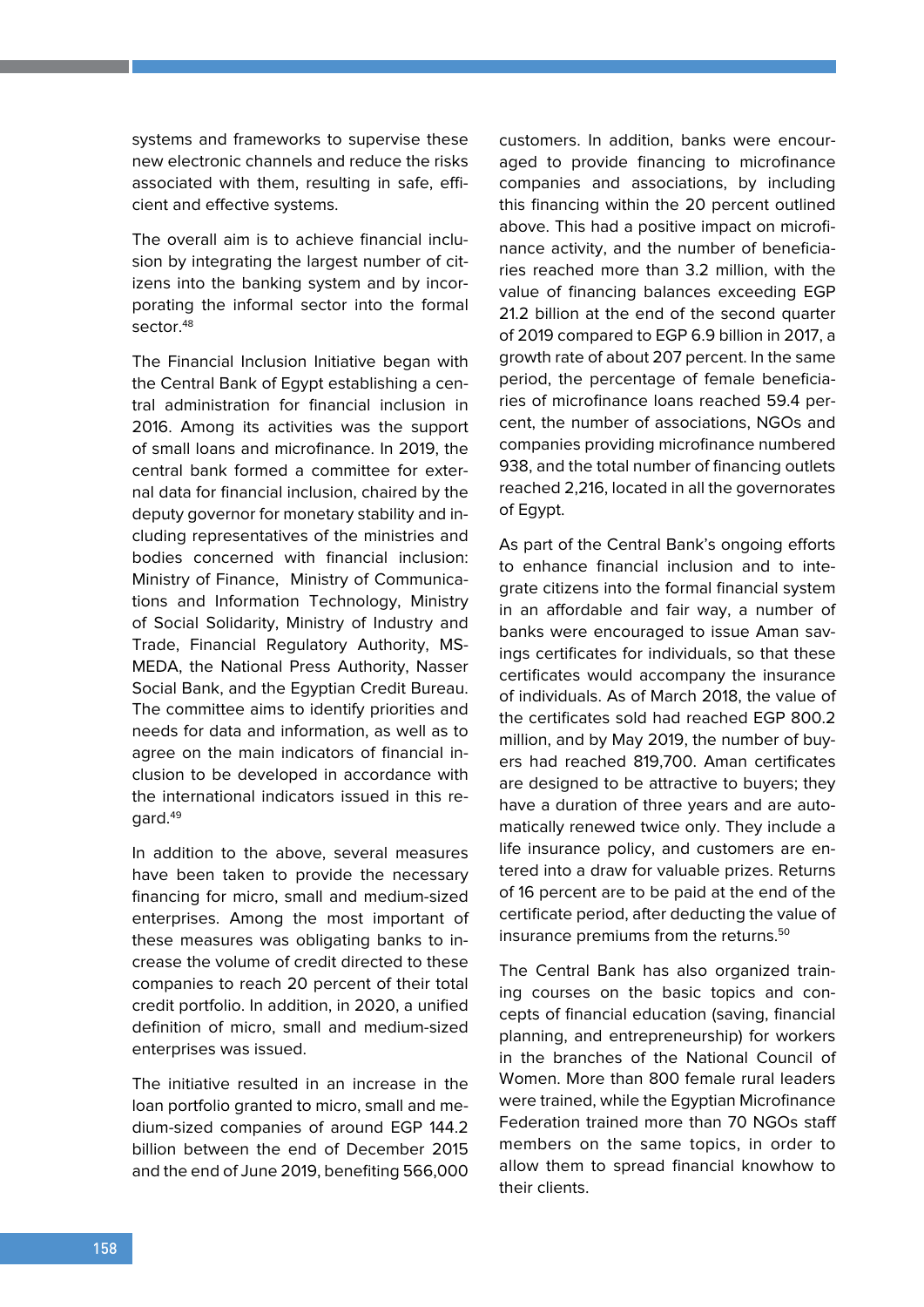systems and frameworks to supervise these new electronic channels and reduce the risks associated with them, resulting in safe, efficient and effective systems.

The overall aim is to achieve financial inclusion by integrating the largest number of citizens into the banking system and by incorporating the informal sector into the formal sector.[48]

The Financial Inclusion Initiative began with the Central Bank of Egypt establishing a central administration for financial inclusion in 2016. Among its activities was the support of small loans and microfinance. In 2019, the central bank formed a committee for external data for financial inclusion, chaired by the deputy governor for monetary stability and including representatives of the ministries and bodies concerned with financial inclusion: Ministry of Finance, Ministry of Communications and Information Technology, Ministry of Social Solidarity, Ministry of Industry and Trade, Financial Regulatory Authority, MSMEDA, the National Press Authority, Nasser Social Bank, and the Egyptian Credit Bureau. The committee aims to identify priorities and needs for data and information, as well as to agree on the main indicators of financial inclusion to be developed in accordance with the international indicators issued in this regard.[49]

In addition to the above, several measures have been taken to provide the necessary financing for micro, small and medium-sized enterprises. Among the most important of these measures was obligating banks to increase the volume of credit directed to these companies to reach 20 percent of their total credit portfolio. In addition, in 2020, a unified definition of micro, small and medium-sized enterprises was issued.

The initiative resulted in an increase in the loan portfolio granted to micro, small and medium-sized companies of around EGP 144.2 billion between the end of December 2015 and the end of June 2019, benefiting 566,000 customers. In addition, banks were encouraged to provide financing to microfinance companies and associations, by including this financing within the 20 percent outlined above. This had a positive impact on microfinance activity, and the number of beneficiaries reached more than 3.2 million, with the value of financing balances exceeding EGP 21.2 billion at the end of the second quarter of 2019 compared to EGP 6.9 billion in 2017, a growth rate of about 207 percent. In the same period, the percentage of female beneficiaries of microfinance loans reached 59.4 percent, the number of associations, NGOs and companies providing microfinance numbered 938, and the total number of financing outlets reached 2,216, located in all the governorates of Egypt.

As part of the Central Bank's ongoing efforts to enhance financial inclusion and to integrate citizens into the formal financial system in an affordable and fair way, a number of banks were encouraged to issue Aman savings certificates for individuals, so that these certificates would accompany the insurance of individuals. As of March 2018, the value of the certificates sold had reached EGP 800.2 million, and by May 2019, the number of buyers had reached 819,700. Aman certificates are designed to be attractive to buyers; they have a duration of three years and are automatically renewed twice only. They include a life insurance policy, and customers are entered into a draw for valuable prizes. Returns of 16 percent are to be paid at the end of the certificate period, after deducting the value of insurance premiums from the returns.[50]

The Central Bank has also organized training courses on the basic topics and concepts of financial education (saving, financial planning, and entrepreneurship) for workers in the branches of the National Council of Women. More than 800 female rural leaders were trained, while the Egyptian Microfinance Federation trained more than 70 NGOs staff members on the same topics, in order to allow them to spread financial knowhow to their clients.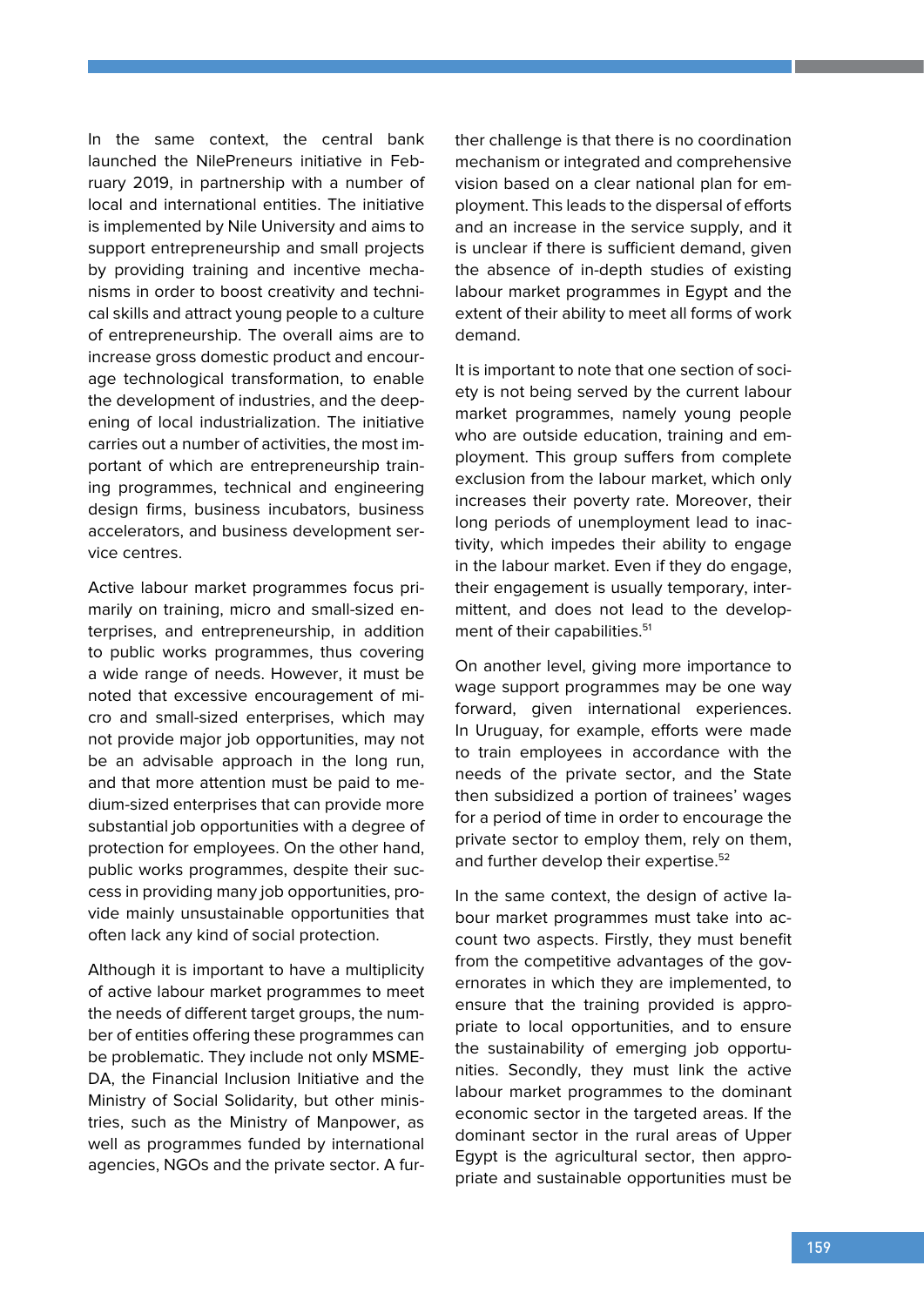In the same context, the central bank launched the NilePreneurs initiative in February 2019, in partnership with a number of local and international entities. The initiative is implemented by Nile University and aims to support entrepreneurship and small projects by providing training and incentive mechanisms in order to boost creativity and technical skills and attract young people to a culture of entrepreneurship. The overall aims are to increase gross domestic product and encourage technological transformation, to enable the development of industries, and the deepening of local industrialization. The initiative carries out a number of activities, the most important of which are entrepreneurship training programmes, technical and engineering design firms, business incubators, business accelerators, and business development service centres.

Active labour market programmes focus primarily on training, micro and small-sized enterprises, and entrepreneurship, in addition to public works programmes, thus covering a wide range of needs. However, it must be noted that excessive encouragement of micro and small-sized enterprises, which may not provide major job opportunities, may not be an advisable approach in the long run, and that more attention must be paid to medium-sized enterprises that can provide more substantial job opportunities with a degree of protection for employees. On the other hand, public works programmes, despite their success in providing many job opportunities, provide mainly unsustainable opportunities that often lack any kind of social protection.

Although it is important to have a multiplicity of active labour market programmes to meet the needs of different target groups, the number of entities offering these programmes can be problematic. They include not only MSMEDA, the Financial Inclusion Initiative and the Ministry of Social Solidarity, but other ministries, such as the Ministry of Manpower, as well as programmes funded by international agencies, NGOs and the private sector. A further challenge is that there is no coordination mechanism or integrated and comprehensive vision based on a clear national plan for employment. This leads to the dispersal of efforts and an increase in the service supply, and it is unclear if there is sufficient demand, given the absence of in-depth studies of existing labour market programmes in Egypt and the extent of their ability to meet all forms of work demand.

It is important to note that one section of society is not being served by the current labour market programmes, namely young people who are outside education, training and employment. This group suffers from complete exclusion from the labour market, which only increases their poverty rate. Moreover, their long periods of unemployment lead to inactivity, which impedes their ability to engage in the labour market. Even if they do engage, their engagement is usually temporary, intermittent, and does not lead to the development of their capabilities.[51]

On another level, giving more importance to wage support programmes may be one way forward, given international experiences. In Uruguay, for example, efforts were made to train employees in accordance with the needs of the private sector, and the State then subsidized a portion of trainees' wages for a period of time in order to encourage the private sector to employ them, rely on them, and further develop their expertise.[52]

In the same context, the design of active labour market programmes must take into account two aspects. Firstly, they must benefit from the competitive advantages of the governorates in which they are implemented, to ensure that the training provided is appropriate to local opportunities, and to ensure the sustainability of emerging job opportunities. Secondly, they must link the active labour market programmes to the dominant economic sector in the targeted areas. If the dominant sector in the rural areas of Upper Egypt is the agricultural sector, then appropriate and sustainable opportunities must be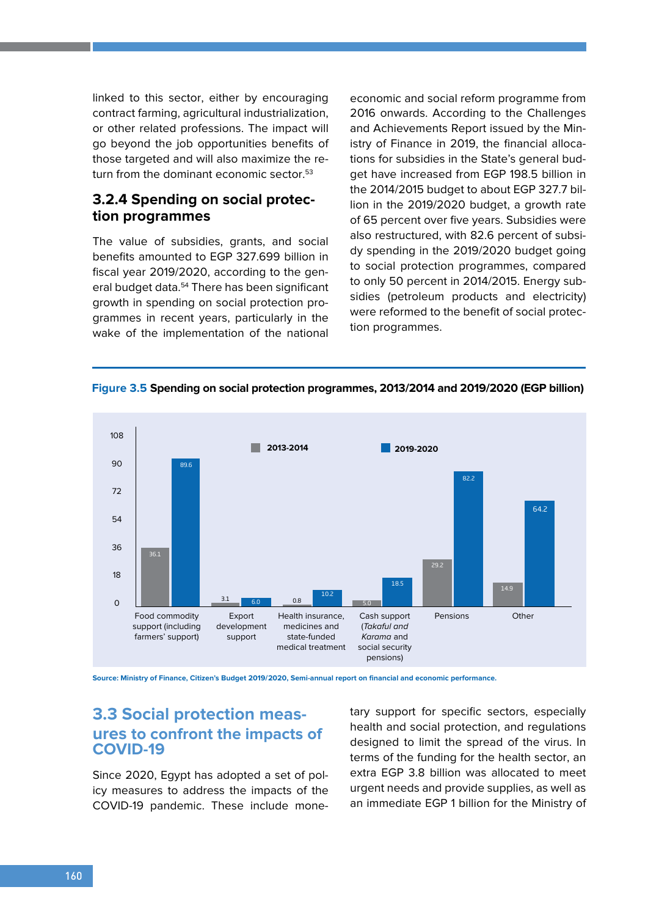linked to this sector, either by encouraging contract farming, agricultural industrialization, or other related professions. The impact will go beyond the job opportunities benefits of those targeted and will also maximize the return from the dominant economic sector.[53]

### 3.2.4 Spending on social protection programmes

The value of subsidies, grants, and social benefits amounted to EGP 327.699 billion in fiscal year 2019/2020, according to the general budget data.[54] There has been significant growth in spending on social protection programmes in recent years, particularly in the wake of the implementation of the national economic and social reform programme from 2016 onwards. According to the Challenges and Achievements Report issued by the Ministry of Finance in 2019, the financial allocations for subsidies in the State's general budget have increased from EGP 198.5 billion in the 2014/2015 budget to about EGP 327.7 billion in the 2019/2020 budget, a growth rate of 65 percent over five years. Subsidies were also restructured, with 82.6 percent of subsidy spending in the 2019/2020 budget going to social protection programmes, compared to only 50 percent in 2014/2015. Energy subsidies (petroleum products and electricity) were reformed to the benefit of social protection programmes.

**Figure 3.5 Spending on social protection programmes, 2013/2014 and 2019/2020 (EGP billion)**

| | 2013-2014 | 2019-2020 |
|---|---|---|
| Food commodity support (including farmers' support) | 36.1 | 89.6 |
| Export development support | 3.1 | 6.0 |
| Health insurance, medicines and state-funded medical treatment | 0.8 | 10.2 |
| Cash support (*Takaful and Karama* and social security pensions) | 5.0 | 18.5 |
| Pensions | 29.2 | 82.2 |
| Other | 14.9 | 64.2 |

Source: Ministry of Finance, Citizen's Budget 2019/2020, Semi-annual report on financial and economic performance.

## 3.3 Social protection measures to confront the impacts of COVID-19

Since 2020, Egypt has adopted a set of policy measures to address the impacts of the COVID-19 pandemic. These include monetary support for specific sectors, especially health and social protection, and regulations designed to limit the spread of the virus. In terms of the funding for the health sector, an extra EGP 3.8 billion was allocated to meet urgent needs and provide supplies, as well as an immediate EGP 1 billion for the Ministry of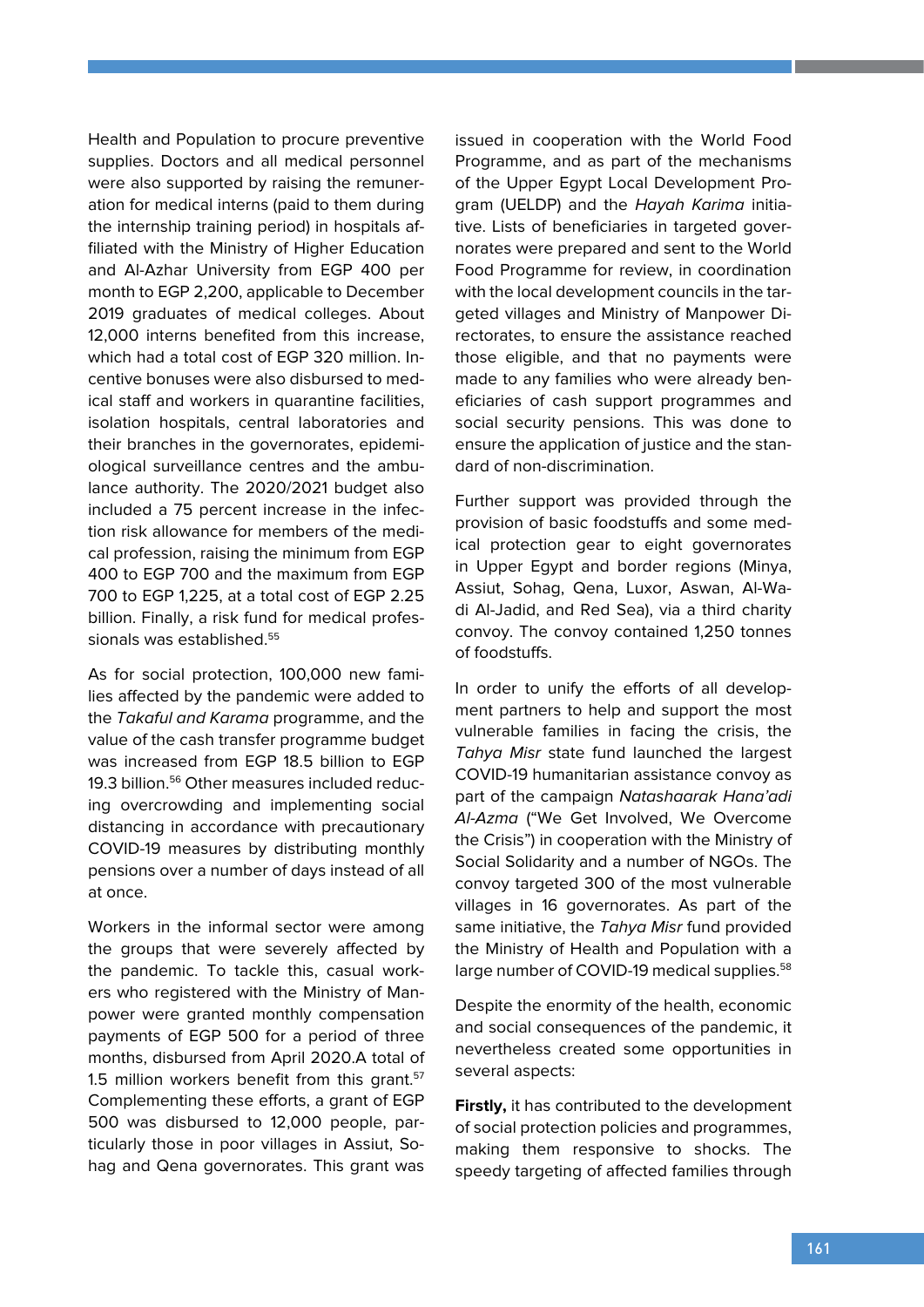Health and Population to procure preventive supplies. Doctors and all medical personnel were also supported by raising the remuneration for medical interns (paid to them during the internship training period) in hospitals affiliated with the Ministry of Higher Education and Al-Azhar University from EGP 400 per month to EGP 2,200, applicable to December 2019 graduates of medical colleges. About 12,000 interns benefited from this increase, which had a total cost of EGP 320 million. Incentive bonuses were also disbursed to medical staff and workers in quarantine facilities, isolation hospitals, central laboratories and their branches in the governorates, epidemiological surveillance centres and the ambulance authority. The 2020/2021 budget also included a 75 percent increase in the infection risk allowance for members of the medical profession, raising the minimum from EGP 400 to EGP 700 and the maximum from EGP 700 to EGP 1,225, at a total cost of EGP 2.25 billion. Finally, a risk fund for medical professionals was established.[55]

As for social protection, 100,000 new families affected by the pandemic were added to the *Takaful and Karama* programme, and the value of the cash transfer programme budget was increased from EGP 18.5 billion to EGP 19.3 billion.[56] Other measures included reducing overcrowding and implementing social distancing in accordance with precautionary COVID-19 measures by distributing monthly pensions over a number of days instead of all at once.

Workers in the informal sector were among the groups that were severely affected by the pandemic. To tackle this, casual workers who registered with the Ministry of Manpower were granted monthly compensation payments of EGP 500 for a period of three months, disbursed from April 2020.A total of 1.5 million workers benefit from this grant.[57] Complementing these efforts, a grant of EGP 500 was disbursed to 12,000 people, particularly those in poor villages in Assiut, Sohag and Qena governorates. This grant was issued in cooperation with the World Food Programme, and as part of the mechanisms of the Upper Egypt Local Development Program (UELDP) and the *Hayah Karima* initiative. Lists of beneficiaries in targeted governorates were prepared and sent to the World Food Programme for review, in coordination with the local development councils in the targeted villages and Ministry of Manpower Directorates, to ensure the assistance reached those eligible, and that no payments were made to any families who were already beneficiaries of cash support programmes and social security pensions. This was done to ensure the application of justice and the standard of non-discrimination.

Further support was provided through the provision of basic foodstuffs and some medical protection gear to eight governorates in Upper Egypt and border regions (Minya, Assiut, Sohag, Qena, Luxor, Aswan, Al-Wadi Al-Jadid, and Red Sea), via a third charity convoy. The convoy contained 1,250 tonnes of foodstuffs.

In order to unify the efforts of all development partners to help and support the most vulnerable families in facing the crisis, the *Tahya Misr* state fund launched the largest COVID-19 humanitarian assistance convoy as part of the campaign *Natashaarak Hana'adi Al-Azma* ("We Get Involved, We Overcome the Crisis") in cooperation with the Ministry of Social Solidarity and a number of NGOs. The convoy targeted 300 of the most vulnerable villages in 16 governorates. As part of the same initiative, the *Tahya Misr* fund provided the Ministry of Health and Population with a large number of COVID-19 medical supplies.[58]

Despite the enormity of the health, economic and social consequences of the pandemic, it nevertheless created some opportunities in several aspects:

**Firstly,** it has contributed to the development of social protection policies and programmes, making them responsive to shocks. The speedy targeting of affected families through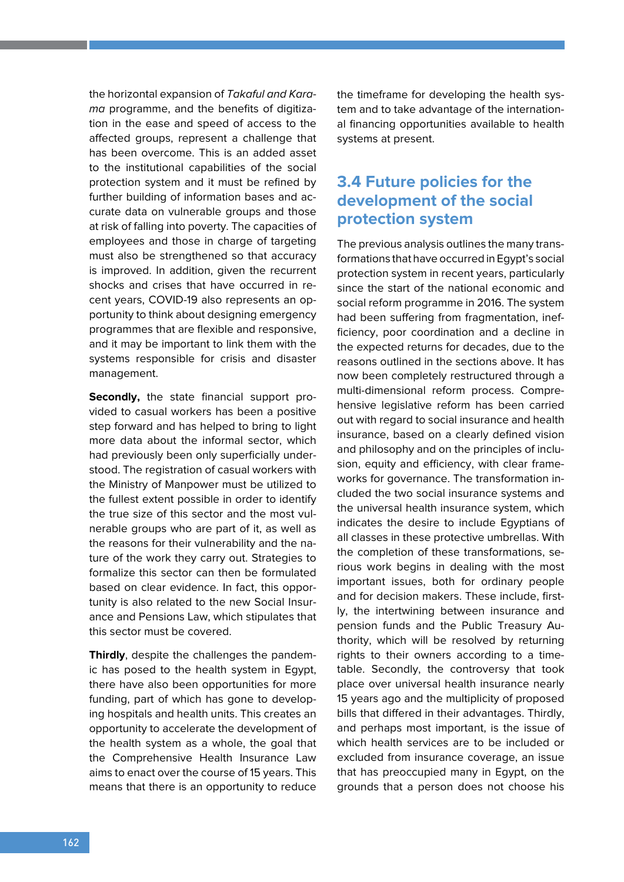the horizontal expansion of *Takaful and Karama* programme, and the benefits of digitization in the ease and speed of access to the affected groups, represent a challenge that has been overcome. This is an added asset to the institutional capabilities of the social protection system and it must be refined by further building of information bases and accurate data on vulnerable groups and those at risk of falling into poverty. The capacities of employees and those in charge of targeting must also be strengthened so that accuracy is improved. In addition, given the recurrent shocks and crises that have occurred in recent years, COVID-19 also represents an opportunity to think about designing emergency programmes that are flexible and responsive, and it may be important to link them with the systems responsible for crisis and disaster management.

**Secondly,** the state financial support provided to casual workers has been a positive step forward and has helped to bring to light more data about the informal sector, which had previously been only superficially understood. The registration of casual workers with the Ministry of Manpower must be utilized to the fullest extent possible in order to identify the true size of this sector and the most vulnerable groups who are part of it, as well as the reasons for their vulnerability and the nature of the work they carry out. Strategies to formalize this sector can then be formulated based on clear evidence. In fact, this opportunity is also related to the new Social Insurance and Pensions Law, which stipulates that this sector must be covered.

**Thirdly**, despite the challenges the pandemic has posed to the health system in Egypt, there have also been opportunities for more funding, part of which has gone to developing hospitals and health units. This creates an opportunity to accelerate the development of the health system as a whole, the goal that the Comprehensive Health Insurance Law aims to enact over the course of 15 years. This means that there is an opportunity to reduce the timeframe for developing the health system and to take advantage of the international financing opportunities available to health systems at present.

## 3.4 Future policies for the development of the social protection system

The previous analysis outlines the many transformations that have occurred in Egypt's social protection system in recent years, particularly since the start of the national economic and social reform programme in 2016. The system had been suffering from fragmentation, inefficiency, poor coordination and a decline in the expected returns for decades, due to the reasons outlined in the sections above. It has now been completely restructured through a multi-dimensional reform process. Comprehensive legislative reform has been carried out with regard to social insurance and health insurance, based on a clearly defined vision and philosophy and on the principles of inclusion, equity and efficiency, with clear frameworks for governance. The transformation included the two social insurance systems and the universal health insurance system, which indicates the desire to include Egyptians of all classes in these protective umbrellas. With the completion of these transformations, serious work begins in dealing with the most important issues, both for ordinary people and for decision makers. These include, firstly, the intertwining between insurance and pension funds and the Public Treasury Authority, which will be resolved by returning rights to their owners according to a timetable. Secondly, the controversy that took place over universal health insurance nearly 15 years ago and the multiplicity of proposed bills that differed in their advantages. Thirdly, and perhaps most important, is the issue of which health services are to be included or excluded from insurance coverage, an issue that has preoccupied many in Egypt, on the grounds that a person does not choose his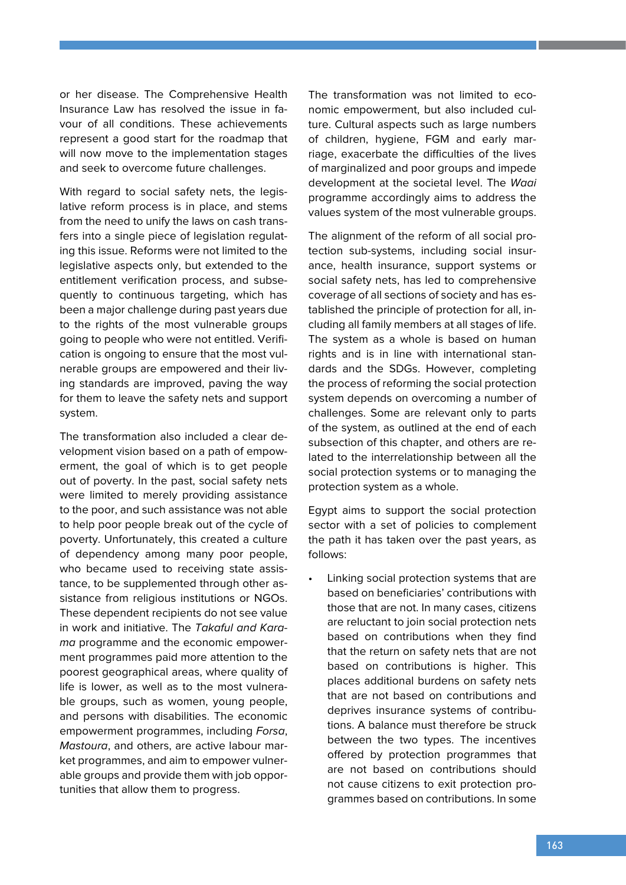or her disease. The Comprehensive Health Insurance Law has resolved the issue in favour of all conditions. These achievements represent a good start for the roadmap that will now move to the implementation stages and seek to overcome future challenges.

With regard to social safety nets, the legislative reform process is in place, and stems from the need to unify the laws on cash transfers into a single piece of legislation regulating this issue. Reforms were not limited to the legislative aspects only, but extended to the entitlement verification process, and subsequently to continuous targeting, which has been a major challenge during past years due to the rights of the most vulnerable groups going to people who were not entitled. Verification is ongoing to ensure that the most vulnerable groups are empowered and their living standards are improved, paving the way for them to leave the safety nets and support system.

The transformation also included a clear development vision based on a path of empowerment, the goal of which is to get people out of poverty. In the past, social safety nets were limited to merely providing assistance to the poor, and such assistance was not able to help poor people break out of the cycle of poverty. Unfortunately, this created a culture of dependency among many poor people, who became used to receiving state assistance, to be supplemented through other assistance from religious institutions or NGOs. These dependent recipients do not see value in work and initiative. The *Takaful and Karama* programme and the economic empowerment programmes paid more attention to the poorest geographical areas, where quality of life is lower, as well as to the most vulnerable groups, such as women, young people, and persons with disabilities. The economic empowerment programmes, including *Forsa*, *Mastoura*, and others, are active labour market programmes, and aim to empower vulnerable groups and provide them with job opportunities that allow them to progress.

The transformation was not limited to economic empowerment, but also included culture. Cultural aspects such as large numbers of children, hygiene, FGM and early marriage, exacerbate the difficulties of the lives of marginalized and poor groups and impede development at the societal level. The *Waai* programme accordingly aims to address the values system of the most vulnerable groups.

The alignment of the reform of all social protection sub-systems, including social insurance, health insurance, support systems or social safety nets, has led to comprehensive coverage of all sections of society and has established the principle of protection for all, including all family members at all stages of life. The system as a whole is based on human rights and is in line with international standards and the SDGs. However, completing the process of reforming the social protection system depends on overcoming a number of challenges. Some are relevant only to parts of the system, as outlined at the end of each subsection of this chapter, and others are related to the interrelationship between all the social protection systems or to managing the protection system as a whole.

Egypt aims to support the social protection sector with a set of policies to complement the path it has taken over the past years, as follows:

- Linking social protection systems that are based on beneficiaries' contributions with those that are not. In many cases, citizens are reluctant to join social protection nets based on contributions when they find that the return on safety nets that are not based on contributions is higher. This places additional burdens on safety nets that are not based on contributions and deprives insurance systems of contributions. A balance must therefore be struck between the two types. The incentives offered by protection programmes that are not based on contributions should not cause citizens to exit protection programmes based on contributions. In some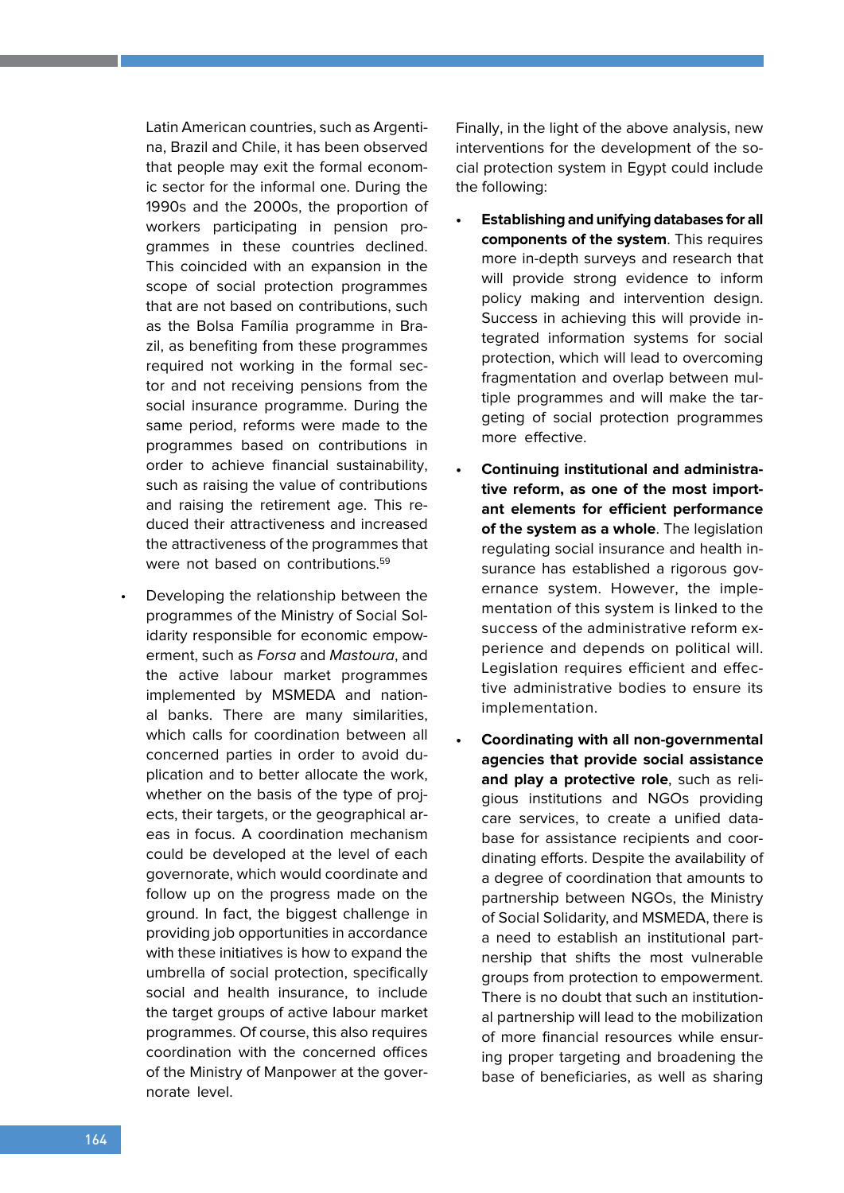Latin American countries, such as Argentina, Brazil and Chile, it has been observed that people may exit the formal economic sector for the informal one. During the 1990s and the 2000s, the proportion of workers participating in pension programmes in these countries declined. This coincided with an expansion in the scope of social protection programmes that are not based on contributions, such as the Bolsa Família programme in Brazil, as benefiting from these programmes required not working in the formal sector and not receiving pensions from the social insurance programme. During the same period, reforms were made to the programmes based on contributions in order to achieve financial sustainability, such as raising the value of contributions and raising the retirement age. This reduced their attractiveness and increased the attractiveness of the programmes that were not based on contributions.[59]

- Developing the relationship between the programmes of the Ministry of Social Solidarity responsible for economic empowerment, such as *Forsa* and *Mastoura*, and the active labour market programmes implemented by MSMEDA and national banks. There are many similarities, which calls for coordination between all concerned parties in order to avoid duplication and to better allocate the work, whether on the basis of the type of projects, their targets, or the geographical areas in focus. A coordination mechanism could be developed at the level of each governorate, which would coordinate and follow up on the progress made on the ground. In fact, the biggest challenge in providing job opportunities in accordance with these initiatives is how to expand the umbrella of social protection, specifically social and health insurance, to include the target groups of active labour market programmes. Of course, this also requires coordination with the concerned offices of the Ministry of Manpower at the governorate level.

Finally, in the light of the above analysis, new interventions for the development of the social protection system in Egypt could include the following:

- **Establishing and unifying databases for all components of the system**. This requires more in-depth surveys and research that will provide strong evidence to inform policy making and intervention design. Success in achieving this will provide integrated information systems for social protection, which will lead to overcoming fragmentation and overlap between multiple programmes and will make the targeting of social protection programmes more effective.

- **Continuing institutional and administrative reform, as one of the most important elements for efficient performance of the system as a whole**. The legislation regulating social insurance and health insurance has established a rigorous governance system. However, the implementation of this system is linked to the success of the administrative reform experience and depends on political will. Legislation requires efficient and effective administrative bodies to ensure its implementation.

- **Coordinating with all non-governmental agencies that provide social assistance and play a protective role**, such as religious institutions and NGOs providing care services, to create a unified database for assistance recipients and coordinating efforts. Despite the availability of a degree of coordination that amounts to partnership between NGOs, the Ministry of Social Solidarity, and MSMEDA, there is a need to establish an institutional partnership that shifts the most vulnerable groups from protection to empowerment. There is no doubt that such an institutional partnership will lead to the mobilization of more financial resources while ensuring proper targeting and broadening the base of beneficiaries, as well as sharing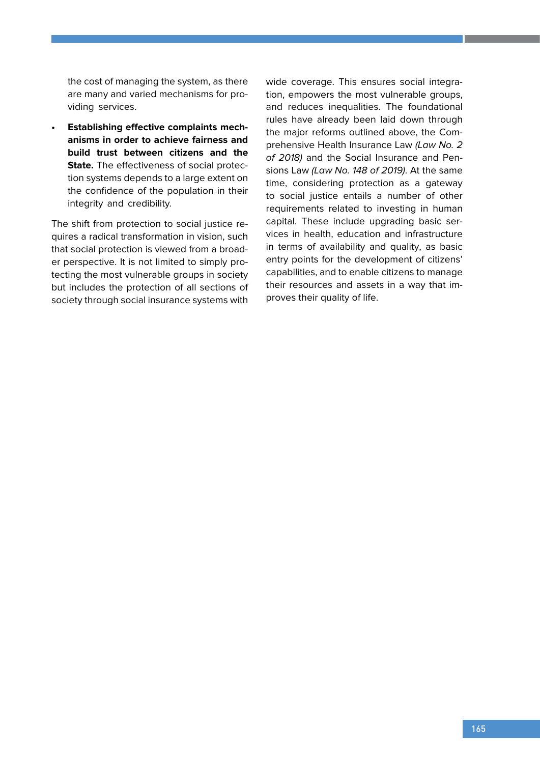the cost of managing the system, as there are many and varied mechanisms for providing services.

- **Establishing effective complaints mechanisms in order to achieve fairness and build trust between citizens and the State.** The effectiveness of social protection systems depends to a large extent on the confidence of the population in their integrity and credibility.

The shift from protection to social justice requires a radical transformation in vision, such that social protection is viewed from a broader perspective. It is not limited to simply protecting the most vulnerable groups in society but includes the protection of all sections of society through social insurance systems with wide coverage. This ensures social integration, empowers the most vulnerable groups, and reduces inequalities. The foundational rules have already been laid down through the major reforms outlined above, the Comprehensive Health Insurance Law *(Law No. 2 of 2018)* and the Social Insurance and Pensions Law *(Law No. 148 of 2019)*. At the same time, considering protection as a gateway to social justice entails a number of other requirements related to investing in human capital. These include upgrading basic services in health, education and infrastructure in terms of availability and quality, as basic entry points for the development of citizens' capabilities, and to enable citizens to manage their resources and assets in a way that improves their quality of life.